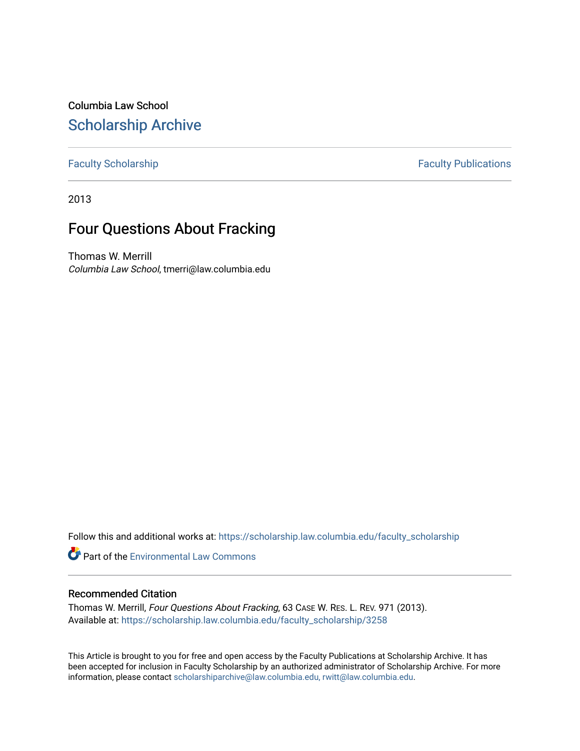Columbia Law School

# Scholarship Archive

Faculty Scholarship | Faculty Publications

2013

## Four Questions About Fracking

Thomas W. Merrill
*Columbia Law School*, tmerri@law.columbia.edu

Follow this and additional works at: https://scholarship.law.columbia.edu/faculty_scholarship

Part of the Environmental Law Commons

### Recommended Citation

Thomas W. Merrill, *Four Questions About Fracking*, 63 CASE W. RES. L. REV. 971 (2013).
Available at: https://scholarship.law.columbia.edu/faculty_scholarship/3258

This Article is brought to you for free and open access by the Faculty Publications at Scholarship Archive. It has been accepted for inclusion in Faculty Scholarship by an authorized administrator of Scholarship Archive. For more information, please contact scholarshiparchive@law.columbia.edu, rwitt@law.columbia.edu.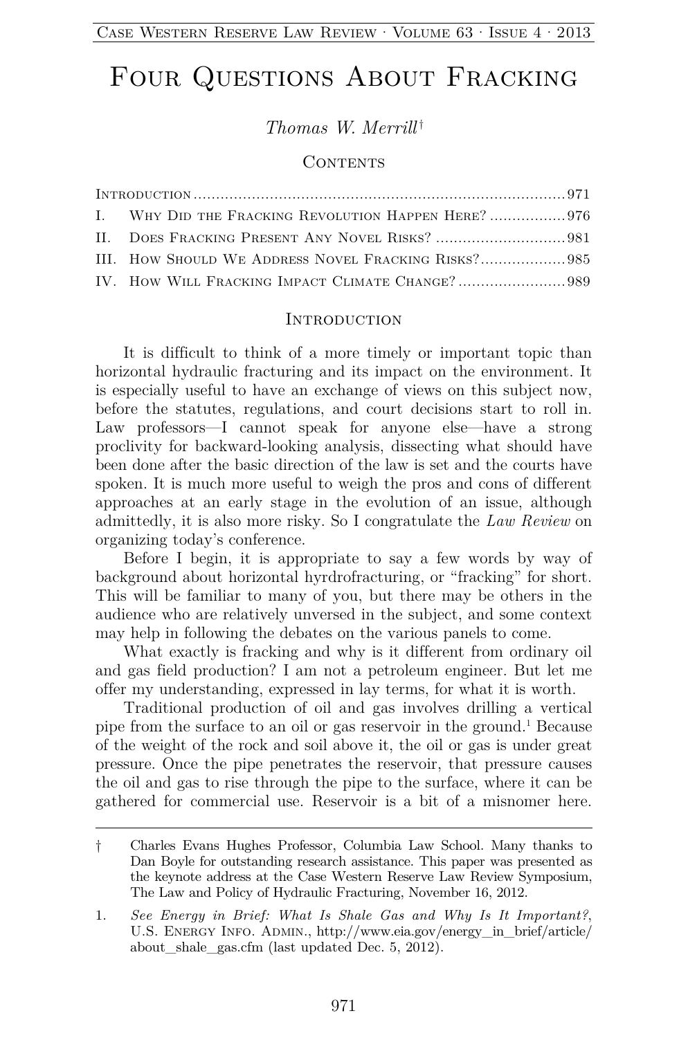# Four Questions About Fracking

*Thomas W. Merrill*†

## Contents

Introduction .................................................................................. 971
I. Why Did the Fracking Revolution Happen Here? ................. 976
II. Does Fracking Present Any Novel Risks? ............................. 981
III. How Should We Address Novel Fracking Risks?................... 985
IV. How Will Fracking Impact Climate Change? ........................ 989

## Introduction

It is difficult to think of a more timely or important topic than horizontal hydraulic fracturing and its impact on the environment. It is especially useful to have an exchange of views on this subject now, before the statutes, regulations, and court decisions start to roll in. Law professors—I cannot speak for anyone else—have a strong proclivity for backward-looking analysis, dissecting what should have been done after the basic direction of the law is set and the courts have spoken. It is much more useful to weigh the pros and cons of different approaches at an early stage in the evolution of an issue, although admittedly, it is also more risky. So I congratulate the *Law Review* on organizing today's conference.

Before I begin, it is appropriate to say a few words by way of background about horizontal hyrdrofracturing, or "fracking" for short. This will be familiar to many of you, but there may be others in the audience who are relatively unversed in the subject, and some context may help in following the debates on the various panels to come.

What exactly is fracking and why is it different from ordinary oil and gas field production? I am not a petroleum engineer. But let me offer my understanding, expressed in lay terms, for what it is worth.

Traditional production of oil and gas involves drilling a vertical pipe from the surface to an oil or gas reservoir in the ground.[1] Because of the weight of the rock and soil above it, the oil or gas is under great pressure. Once the pipe penetrates the reservoir, that pressure causes the oil and gas to rise through the pipe to the surface, where it can be gathered for commercial use. Reservoir is a bit of a misnomer here.

---

† Charles Evans Hughes Professor, Columbia Law School. Many thanks to Dan Boyle for outstanding research assistance. This paper was presented as the keynote address at the Case Western Reserve Law Review Symposium, The Law and Policy of Hydraulic Fracturing, November 16, 2012.

1. *See Energy in Brief: What Is Shale Gas and Why Is It Important?*, U.S. Energy Info. Admin., http://www.eia.gov/energy_in_brief/article/about_shale_gas.cfm (last updated Dec. 5, 2012).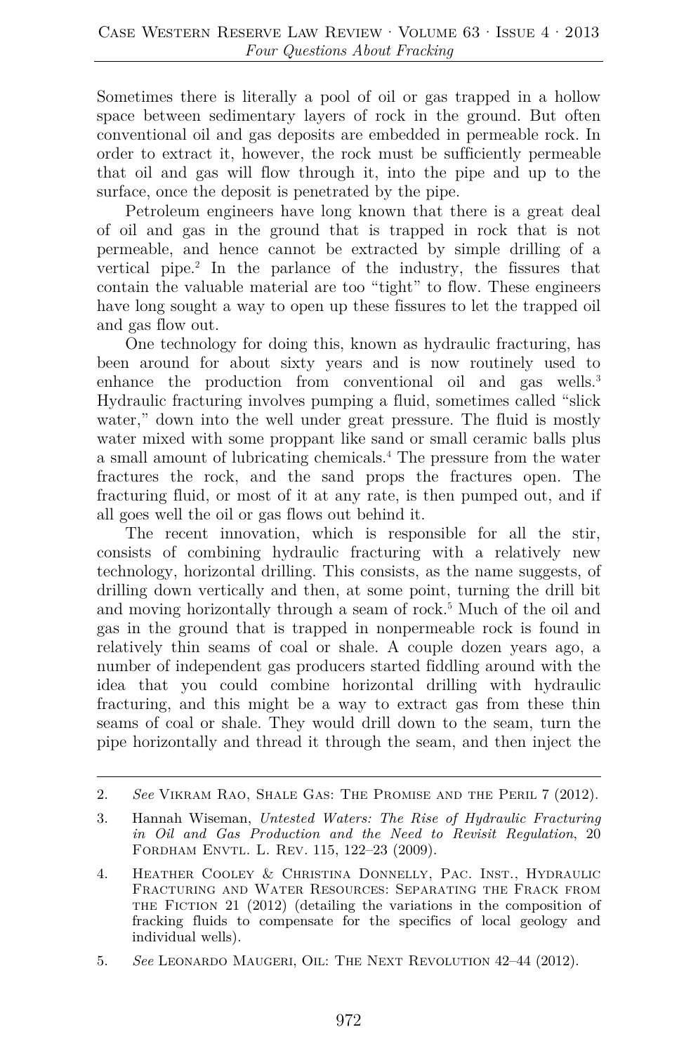Sometimes there is literally a pool of oil or gas trapped in a hollow space between sedimentary layers of rock in the ground. But often conventional oil and gas deposits are embedded in permeable rock. In order to extract it, however, the rock must be sufficiently permeable that oil and gas will flow through it, into the pipe and up to the surface, once the deposit is penetrated by the pipe.

Petroleum engineers have long known that there is a great deal of oil and gas in the ground that is trapped in rock that is not permeable, and hence cannot be extracted by simple drilling of a vertical pipe.[2] In the parlance of the industry, the fissures that contain the valuable material are too "tight" to flow. These engineers have long sought a way to open up these fissures to let the trapped oil and gas flow out.

One technology for doing this, known as hydraulic fracturing, has been around for about sixty years and is now routinely used to enhance the production from conventional oil and gas wells.[3] Hydraulic fracturing involves pumping a fluid, sometimes called "slick water," down into the well under great pressure. The fluid is mostly water mixed with some proppant like sand or small ceramic balls plus a small amount of lubricating chemicals.[4] The pressure from the water fractures the rock, and the sand props the fractures open. The fracturing fluid, or most of it at any rate, is then pumped out, and if all goes well the oil or gas flows out behind it.

The recent innovation, which is responsible for all the stir, consists of combining hydraulic fracturing with a relatively new technology, horizontal drilling. This consists, as the name suggests, of drilling down vertically and then, at some point, turning the drill bit and moving horizontally through a seam of rock.[5] Much of the oil and gas in the ground that is trapped in nonpermeable rock is found in relatively thin seams of coal or shale. A couple dozen years ago, a number of independent gas producers started fiddling around with the idea that you could combine horizontal drilling with hydraulic fracturing, and this might be a way to extract gas from these thin seams of coal or shale. They would drill down to the seam, turn the pipe horizontally and thread it through the seam, and then inject the

---

2. *See* Vikram Rao, Shale Gas: The Promise and the Peril 7 (2012).

3. Hannah Wiseman, *Untested Waters: The Rise of Hydraulic Fracturing in Oil and Gas Production and the Need to Revisit Regulation*, 20 Fordham Envtl. L. Rev. 115, 122–23 (2009).

4. Heather Cooley & Christina Donnelly, Pac. Inst., Hydraulic Fracturing and Water Resources: Separating the Frack from the Fiction 21 (2012) (detailing the variations in the composition of fracking fluids to compensate for the specifics of local geology and individual wells).

5. *See* Leonardo Maugeri, Oil: The Next Revolution 42–44 (2012).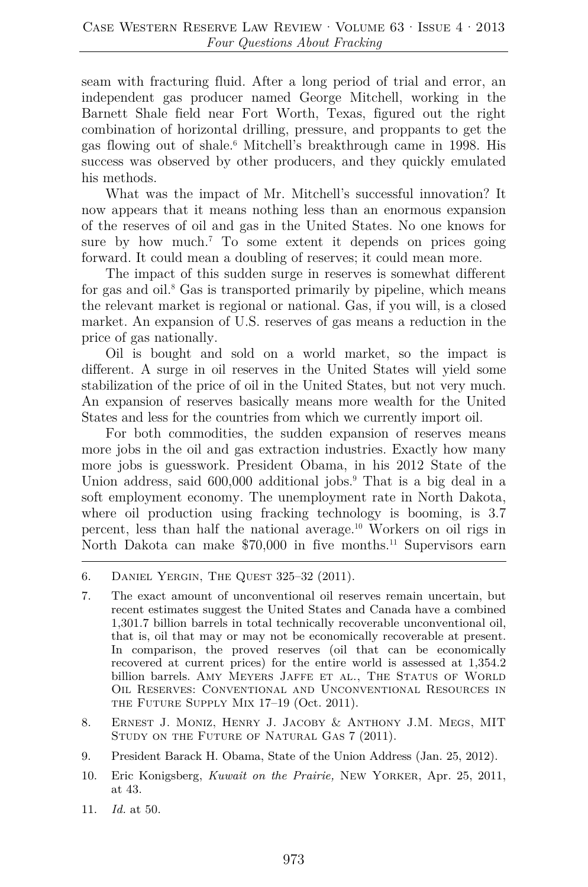seam with fracturing fluid. After a long period of trial and error, an independent gas producer named George Mitchell, working in the Barnett Shale field near Fort Worth, Texas, figured out the right combination of horizontal drilling, pressure, and proppants to get the gas flowing out of shale.[6] Mitchell's breakthrough came in 1998. His success was observed by other producers, and they quickly emulated his methods.

What was the impact of Mr. Mitchell's successful innovation? It now appears that it means nothing less than an enormous expansion of the reserves of oil and gas in the United States. No one knows for sure by how much.[7] To some extent it depends on prices going forward. It could mean a doubling of reserves; it could mean more.

The impact of this sudden surge in reserves is somewhat different for gas and oil.[8] Gas is transported primarily by pipeline, which means the relevant market is regional or national. Gas, if you will, is a closed market. An expansion of U.S. reserves of gas means a reduction in the price of gas nationally.

Oil is bought and sold on a world market, so the impact is different. A surge in oil reserves in the United States will yield some stabilization of the price of oil in the United States, but not very much. An expansion of reserves basically means more wealth for the United States and less for the countries from which we currently import oil.

For both commodities, the sudden expansion of reserves means more jobs in the oil and gas extraction industries. Exactly how many more jobs is guesswork. President Obama, in his 2012 State of the Union address, said 600,000 additional jobs.[9] That is a big deal in a soft employment economy. The unemployment rate in North Dakota, where oil production using fracking technology is booming, is 3.7 percent, less than half the national average.[10] Workers on oil rigs in North Dakota can make $70,000 in five months.[11] Supervisors earn

---

6. Daniel Yergin, The Quest 325–32 (2011).

7. The exact amount of unconventional oil reserves remain uncertain, but recent estimates suggest the United States and Canada have a combined 1,301.7 billion barrels in total technically recoverable unconventional oil, that is, oil that may or may not be economically recoverable at present. In comparison, the proved reserves (oil that can be economically recovered at current prices) for the entire world is assessed at 1,354.2 billion barrels. Amy Meyers Jaffe et al., The Status of World Oil Reserves: Conventional and Unconventional Resources in the Future Supply Mix 17–19 (Oct. 2011).

8. Ernest J. Moniz, Henry J. Jacoby & Anthony J.M. Megs, MIT Study on the Future of Natural Gas 7 (2011).

9. President Barack H. Obama, State of the Union Address (Jan. 25, 2012).

10. Eric Konigsberg, *Kuwait on the Prairie,* New Yorker, Apr. 25, 2011, at 43.

11. *Id.* at 50.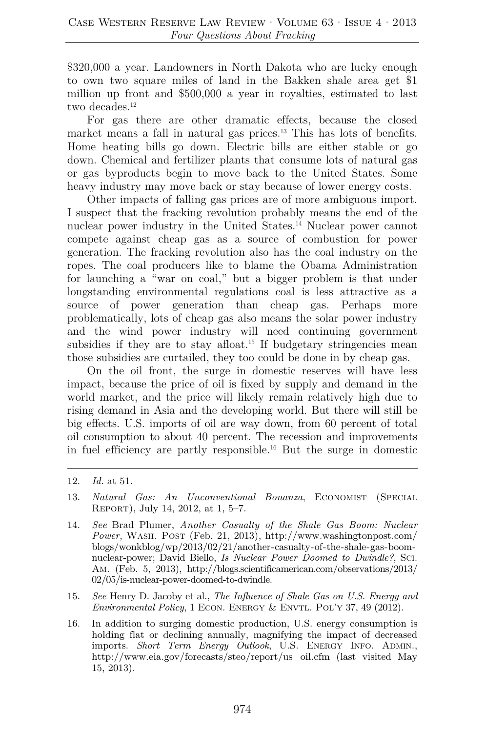$320,000 a year. Landowners in North Dakota who are lucky enough to own two square miles of land in the Bakken shale area get $1 million up front and $500,000 a year in royalties, estimated to last two decades.[12]

For gas there are other dramatic effects, because the closed market means a fall in natural gas prices.[13] This has lots of benefits. Home heating bills go down. Electric bills are either stable or go down. Chemical and fertilizer plants that consume lots of natural gas or gas byproducts begin to move back to the United States. Some heavy industry may move back or stay because of lower energy costs.

Other impacts of falling gas prices are of more ambiguous import. I suspect that the fracking revolution probably means the end of the nuclear power industry in the United States.[14] Nuclear power cannot compete against cheap gas as a source of combustion for power generation. The fracking revolution also has the coal industry on the ropes. The coal producers like to blame the Obama Administration for launching a "war on coal," but a bigger problem is that under longstanding environmental regulations coal is less attractive as a source of power generation than cheap gas. Perhaps more problematically, lots of cheap gas also means the solar power industry and the wind power industry will need continuing government subsidies if they are to stay afloat.[15] If budgetary stringencies mean those subsidies are curtailed, they too could be done in by cheap gas.

On the oil front, the surge in domestic reserves will have less impact, because the price of oil is fixed by supply and demand in the world market, and the price will likely remain relatively high due to rising demand in Asia and the developing world. But there will still be big effects. U.S. imports of oil are way down, from 60 percent of total oil consumption to about 40 percent. The recession and improvements in fuel efficiency are partly responsible.[16] But the surge in domestic

---

12. *Id.* at 51.

13. *Natural Gas: An Unconventional Bonanza*, ECONOMIST (SPECIAL REPORT), July 14, 2012, at 1, 5–7.

14. *See* Brad Plumer, *Another Casualty of the Shale Gas Boom: Nuclear Power*, WASH. POST (Feb. 21, 2013), http://www.washingtonpost.com/blogs/wonkblog/wp/2013/02/21/another-casualty-of-the-shale-gas-boom-nuclear-power; David Biello, *Is Nuclear Power Doomed to Dwindle?*, SCI. AM. (Feb. 5, 2013), http://blogs.scientificamerican.com/observations/2013/02/05/is-nuclear-power-doomed-to-dwindle.

15. *See* Henry D. Jacoby et al., *The Influence of Shale Gas on U.S. Energy and Environmental Policy*, 1 ECON. ENERGY & ENVTL. POL'Y 37, 49 (2012).

16. In addition to surging domestic production, U.S. energy consumption is holding flat or declining annually, magnifying the impact of decreased imports. *Short Term Energy Outlook*, U.S. ENERGY INFO. ADMIN., http://www.eia.gov/forecasts/steo/report/us_oil.cfm (last visited May 15, 2013).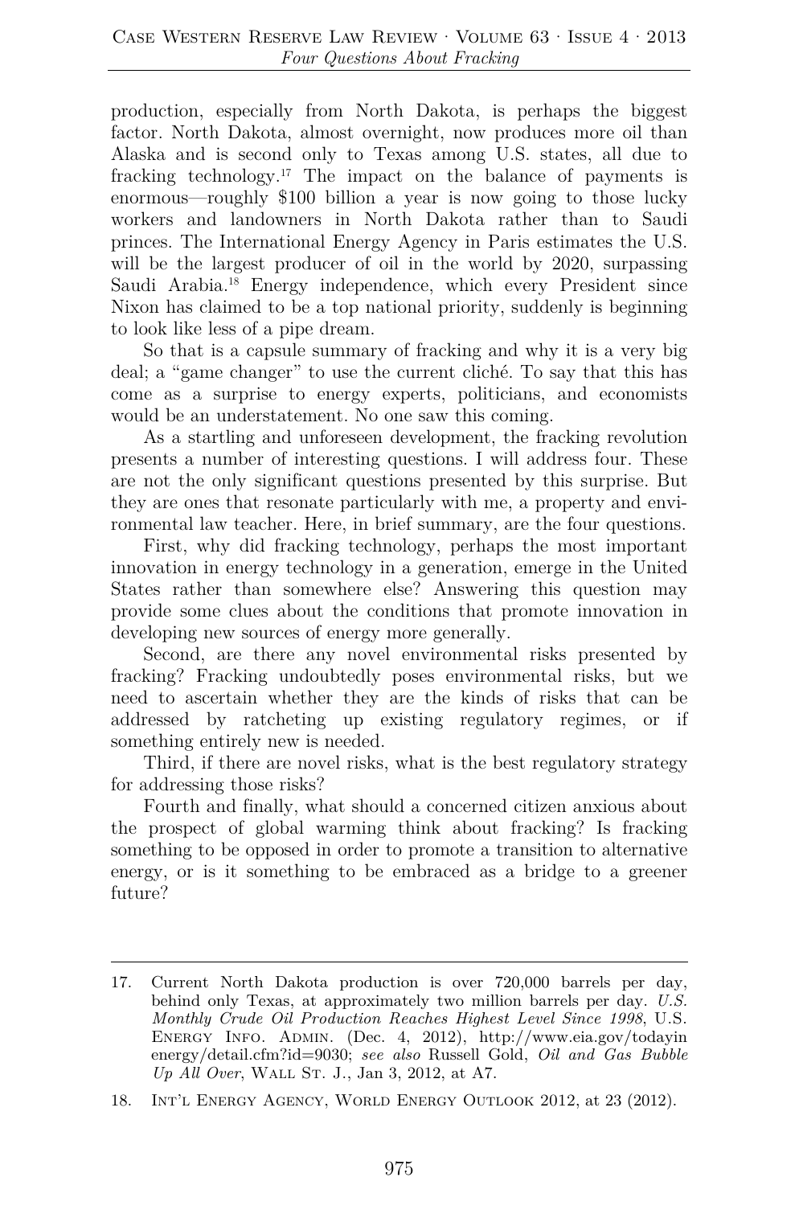production, especially from North Dakota, is perhaps the biggest factor. North Dakota, almost overnight, now produces more oil than Alaska and is second only to Texas among U.S. states, all due to fracking technology.[17] The impact on the balance of payments is enormous—roughly $100 billion a year is now going to those lucky workers and landowners in North Dakota rather than to Saudi princes. The International Energy Agency in Paris estimates the U.S. will be the largest producer of oil in the world by 2020, surpassing Saudi Arabia.[18] Energy independence, which every President since Nixon has claimed to be a top national priority, suddenly is beginning to look like less of a pipe dream.

So that is a capsule summary of fracking and why it is a very big deal; a "game changer" to use the current cliché. To say that this has come as a surprise to energy experts, politicians, and economists would be an understatement. No one saw this coming.

As a startling and unforeseen development, the fracking revolution presents a number of interesting questions. I will address four. These are not the only significant questions presented by this surprise. But they are ones that resonate particularly with me, a property and environmental law teacher. Here, in brief summary, are the four questions.

First, why did fracking technology, perhaps the most important innovation in energy technology in a generation, emerge in the United States rather than somewhere else? Answering this question may provide some clues about the conditions that promote innovation in developing new sources of energy more generally.

Second, are there any novel environmental risks presented by fracking? Fracking undoubtedly poses environmental risks, but we need to ascertain whether they are the kinds of risks that can be addressed by ratcheting up existing regulatory regimes, or if something entirely new is needed.

Third, if there are novel risks, what is the best regulatory strategy for addressing those risks?

Fourth and finally, what should a concerned citizen anxious about the prospect of global warming think about fracking? Is fracking something to be opposed in order to promote a transition to alternative energy, or is it something to be embraced as a bridge to a greener future?

---

17. Current North Dakota production is over 720,000 barrels per day, behind only Texas, at approximately two million barrels per day. *U.S. Monthly Crude Oil Production Reaches Highest Level Since 1998*, U.S. Energy Info. Admin. (Dec. 4, 2012), http://www.eia.gov/todayinenergy/detail.cfm?id=9030; *see also* Russell Gold, *Oil and Gas Bubble Up All Over*, Wall St. J., Jan 3, 2012, at A7.

18. Int'l Energy Agency, World Energy Outlook 2012, at 23 (2012).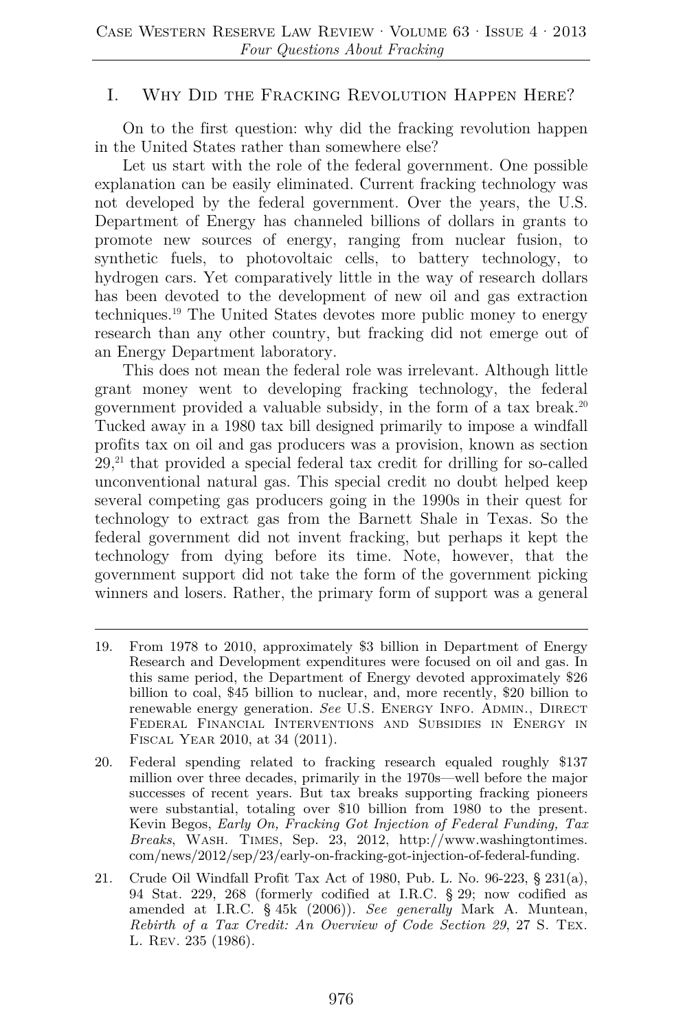## I. Why Did the Fracking Revolution Happen Here?

On to the first question: why did the fracking revolution happen in the United States rather than somewhere else?

Let us start with the role of the federal government. One possible explanation can be easily eliminated. Current fracking technology was not developed by the federal government. Over the years, the U.S. Department of Energy has channeled billions of dollars in grants to promote new sources of energy, ranging from nuclear fusion, to synthetic fuels, to photovoltaic cells, to battery technology, to hydrogen cars. Yet comparatively little in the way of research dollars has been devoted to the development of new oil and gas extraction techniques.[19] The United States devotes more public money to energy research than any other country, but fracking did not emerge out of an Energy Department laboratory.

This does not mean the federal role was irrelevant. Although little grant money went to developing fracking technology, the federal government provided a valuable subsidy, in the form of a tax break.[20] Tucked away in a 1980 tax bill designed primarily to impose a windfall profits tax on oil and gas producers was a provision, known as section 29,[21] that provided a special federal tax credit for drilling for so-called unconventional natural gas. This special credit no doubt helped keep several competing gas producers going in the 1990s in their quest for technology to extract gas from the Barnett Shale in Texas. So the federal government did not invent fracking, but perhaps it kept the technology from dying before its time. Note, however, that the government support did not take the form of the government picking winners and losers. Rather, the primary form of support was a general

---

19. From 1978 to 2010, approximately $3 billion in Department of Energy Research and Development expenditures were focused on oil and gas. In this same period, the Department of Energy devoted approximately $26 billion to coal, $45 billion to nuclear, and, more recently, $20 billion to renewable energy generation. *See* U.S. Energy Info. Admin., Direct Federal Financial Interventions and Subsidies in Energy in Fiscal Year 2010, at 34 (2011).

20. Federal spending related to fracking research equaled roughly $137 million over three decades, primarily in the 1970s—well before the major successes of recent years. But tax breaks supporting fracking pioneers were substantial, totaling over $10 billion from 1980 to the present. Kevin Begos, *Early On, Fracking Got Injection of Federal Funding, Tax Breaks*, Wash. Times, Sep. 23, 2012, http://www.washingtontimes.com/news/2012/sep/23/early-on-fracking-got-injection-of-federal-funding.

21. Crude Oil Windfall Profit Tax Act of 1980, Pub. L. No. 96-223, § 231(a), 94 Stat. 229, 268 (formerly codified at I.R.C. § 29; now codified as amended at I.R.C. § 45k (2006)). *See generally* Mark A. Muntean, *Rebirth of a Tax Credit: An Overview of Code Section 29*, 27 S. Tex. L. Rev. 235 (1986).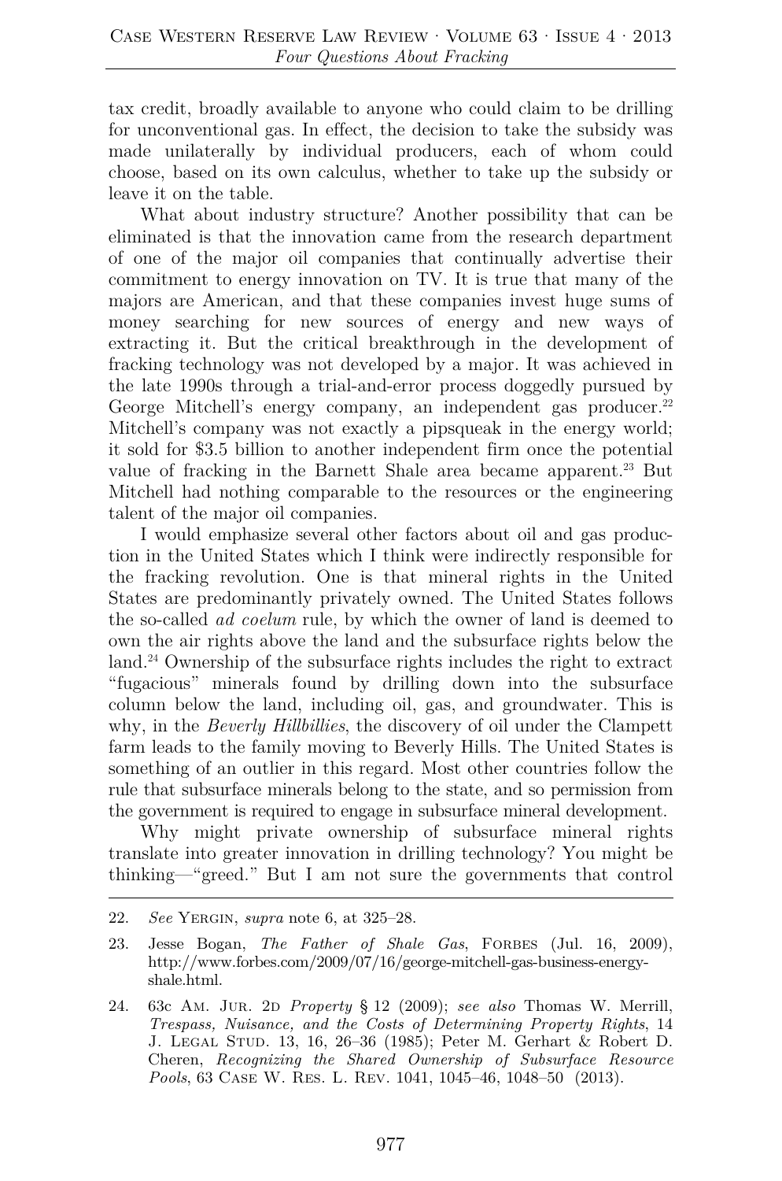tax credit, broadly available to anyone who could claim to be drilling for unconventional gas. In effect, the decision to take the subsidy was made unilaterally by individual producers, each of whom could choose, based on its own calculus, whether to take up the subsidy or leave it on the table.

What about industry structure? Another possibility that can be eliminated is that the innovation came from the research department of one of the major oil companies that continually advertise their commitment to energy innovation on TV. It is true that many of the majors are American, and that these companies invest huge sums of money searching for new sources of energy and new ways of extracting it. But the critical breakthrough in the development of fracking technology was not developed by a major. It was achieved in the late 1990s through a trial-and-error process doggedly pursued by George Mitchell's energy company, an independent gas producer.[22] Mitchell's company was not exactly a pipsqueak in the energy world; it sold for $3.5 billion to another independent firm once the potential value of fracking in the Barnett Shale area became apparent.[23] But Mitchell had nothing comparable to the resources or the engineering talent of the major oil companies.

I would emphasize several other factors about oil and gas production in the United States which I think were indirectly responsible for the fracking revolution. One is that mineral rights in the United States are predominantly privately owned. The United States follows the so-called *ad coelum* rule, by which the owner of land is deemed to own the air rights above the land and the subsurface rights below the land.[24] Ownership of the subsurface rights includes the right to extract "fugacious" minerals found by drilling down into the subsurface column below the land, including oil, gas, and groundwater. This is why, in the *Beverly Hillbillies*, the discovery of oil under the Clampett farm leads to the family moving to Beverly Hills. The United States is something of an outlier in this regard. Most other countries follow the rule that subsurface minerals belong to the state, and so permission from the government is required to engage in subsurface mineral development.

Why might private ownership of subsurface mineral rights translate into greater innovation in drilling technology? You might be thinking—"greed." But I am not sure the governments that control

---

22. *See* Yergin, *supra* note 6, at 325–28.

23. Jesse Bogan, *The Father of Shale Gas*, Forbes (Jul. 16, 2009), http://www.forbes.com/2009/07/16/george-mitchell-gas-business-energy-shale.html.

24. 63c Am. Jur. 2d *Property* § 12 (2009); *see also* Thomas W. Merrill, *Trespass, Nuisance, and the Costs of Determining Property Rights*, 14 J. Legal Stud. 13, 16, 26–36 (1985); Peter M. Gerhart & Robert D. Cheren, *Recognizing the Shared Ownership of Subsurface Resource Pools*, 63 Case W. Res. L. Rev. 1041, 1045–46, 1048–50 (2013).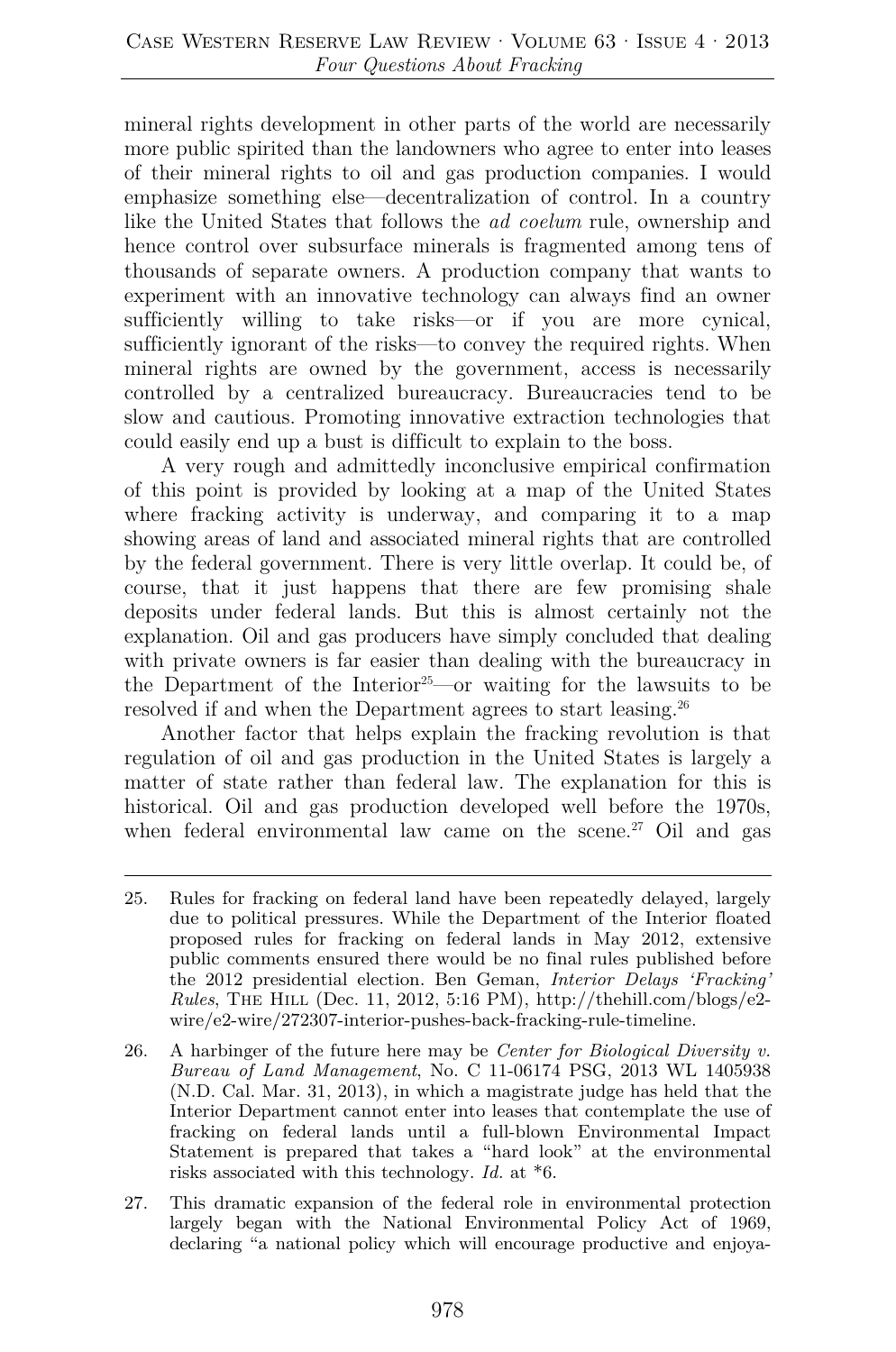mineral rights development in other parts of the world are necessarily more public spirited than the landowners who agree to enter into leases of their mineral rights to oil and gas production companies. I would emphasize something else—decentralization of control. In a country like the United States that follows the *ad coelum* rule, ownership and hence control over subsurface minerals is fragmented among tens of thousands of separate owners. A production company that wants to experiment with an innovative technology can always find an owner sufficiently willing to take risks—or if you are more cynical, sufficiently ignorant of the risks—to convey the required rights. When mineral rights are owned by the government, access is necessarily controlled by a centralized bureaucracy. Bureaucracies tend to be slow and cautious. Promoting innovative extraction technologies that could easily end up a bust is difficult to explain to the boss.

A very rough and admittedly inconclusive empirical confirmation of this point is provided by looking at a map of the United States where fracking activity is underway, and comparing it to a map showing areas of land and associated mineral rights that are controlled by the federal government. There is very little overlap. It could be, of course, that it just happens that there are few promising shale deposits under federal lands. But this is almost certainly not the explanation. Oil and gas producers have simply concluded that dealing with private owners is far easier than dealing with the bureaucracy in the Department of the Interior[25]—or waiting for the lawsuits to be resolved if and when the Department agrees to start leasing.[26]

Another factor that helps explain the fracking revolution is that regulation of oil and gas production in the United States is largely a matter of state rather than federal law. The explanation for this is historical. Oil and gas production developed well before the 1970s, when federal environmental law came on the scene.[27] Oil and gas

---

25. Rules for fracking on federal land have been repeatedly delayed, largely due to political pressures. While the Department of the Interior floated proposed rules for fracking on federal lands in May 2012, extensive public comments ensured there would be no final rules published before the 2012 presidential election. Ben Geman, *Interior Delays 'Fracking' Rules*, The Hill (Dec. 11, 2012, 5:16 PM), http://thehill.com/blogs/e2-wire/e2-wire/272307-interior-pushes-back-fracking-rule-timeline.

26. A harbinger of the future here may be *Center for Biological Diversity v. Bureau of Land Management*, No. C 11-06174 PSG, 2013 WL 1405938 (N.D. Cal. Mar. 31, 2013), in which a magistrate judge has held that the Interior Department cannot enter into leases that contemplate the use of fracking on federal lands until a full-blown Environmental Impact Statement is prepared that takes a "hard look" at the environmental risks associated with this technology. *Id.* at *6.

27. This dramatic expansion of the federal role in environmental protection largely began with the National Environmental Policy Act of 1969, declaring "a national policy which will encourage productive and enjoya-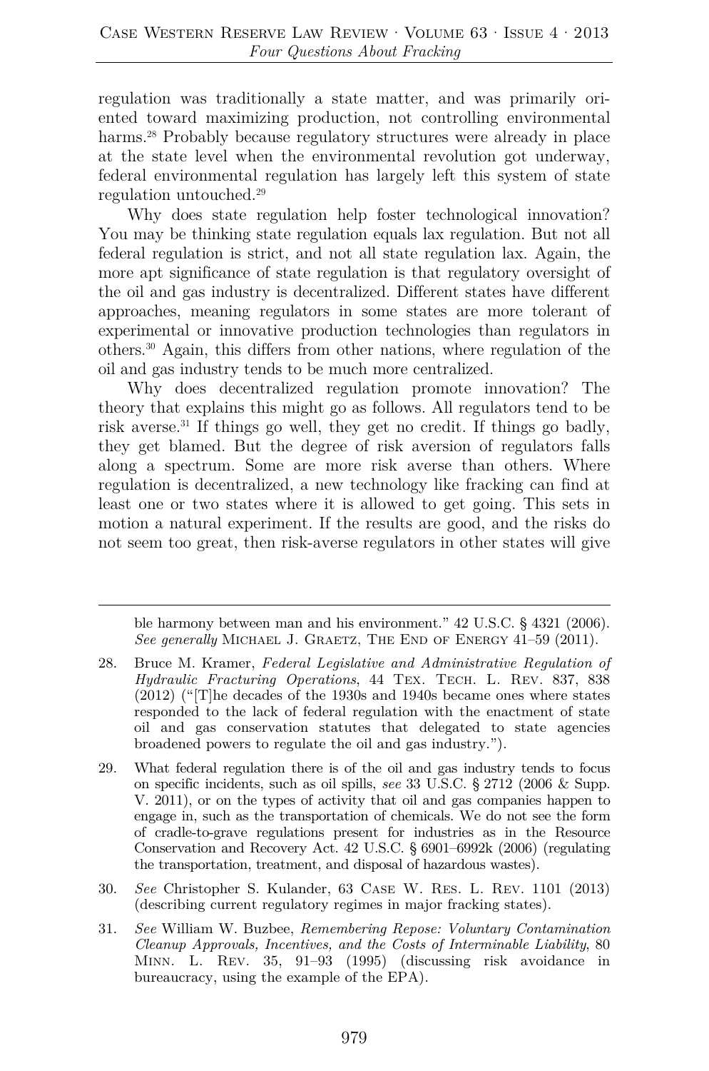regulation was traditionally a state matter, and was primarily oriented toward maximizing production, not controlling environmental harms.[28] Probably because regulatory structures were already in place at the state level when the environmental revolution got underway, federal environmental regulation has largely left this system of state regulation untouched.[29]

Why does state regulation help foster technological innovation? You may be thinking state regulation equals lax regulation. But not all federal regulation is strict, and not all state regulation lax. Again, the more apt significance of state regulation is that regulatory oversight of the oil and gas industry is decentralized. Different states have different approaches, meaning regulators in some states are more tolerant of experimental or innovative production technologies than regulators in others.[30] Again, this differs from other nations, where regulation of the oil and gas industry tends to be much more centralized.

Why does decentralized regulation promote innovation? The theory that explains this might go as follows. All regulators tend to be risk averse.[31] If things go well, they get no credit. If things go badly, they get blamed. But the degree of risk aversion of regulators falls along a spectrum. Some are more risk averse than others. Where regulation is decentralized, a new technology like fracking can find at least one or two states where it is allowed to get going. This sets in motion a natural experiment. If the results are good, and the risks do not seem too great, then risk-averse regulators in other states will give

---

ble harmony between man and his environment." 42 U.S.C. § 4321 (2006). *See generally* Michael J. Graetz, The End of Energy 41–59 (2011).

28. Bruce M. Kramer, *Federal Legislative and Administrative Regulation of Hydraulic Fracturing Operations*, 44 Tex. Tech. L. Rev. 837, 838 (2012) ("[T]he decades of the 1930s and 1940s became ones where states responded to the lack of federal regulation with the enactment of state oil and gas conservation statutes that delegated to state agencies broadened powers to regulate the oil and gas industry.").

29. What federal regulation there is of the oil and gas industry tends to focus on specific incidents, such as oil spills, *see* 33 U.S.C. § 2712 (2006 & Supp. V. 2011), or on the types of activity that oil and gas companies happen to engage in, such as the transportation of chemicals. We do not see the form of cradle-to-grave regulations present for industries as in the Resource Conservation and Recovery Act. 42 U.S.C. § 6901–6992k (2006) (regulating the transportation, treatment, and disposal of hazardous wastes).

30. *See* Christopher S. Kulander, 63 Case W. Res. L. Rev. 1101 (2013) (describing current regulatory regimes in major fracking states).

31. *See* William W. Buzbee, *Remembering Repose: Voluntary Contamination Cleanup Approvals, Incentives, and the Costs of Interminable Liability*, 80 Minn. L. Rev. 35, 91–93 (1995) (discussing risk avoidance in bureaucracy, using the example of the EPA).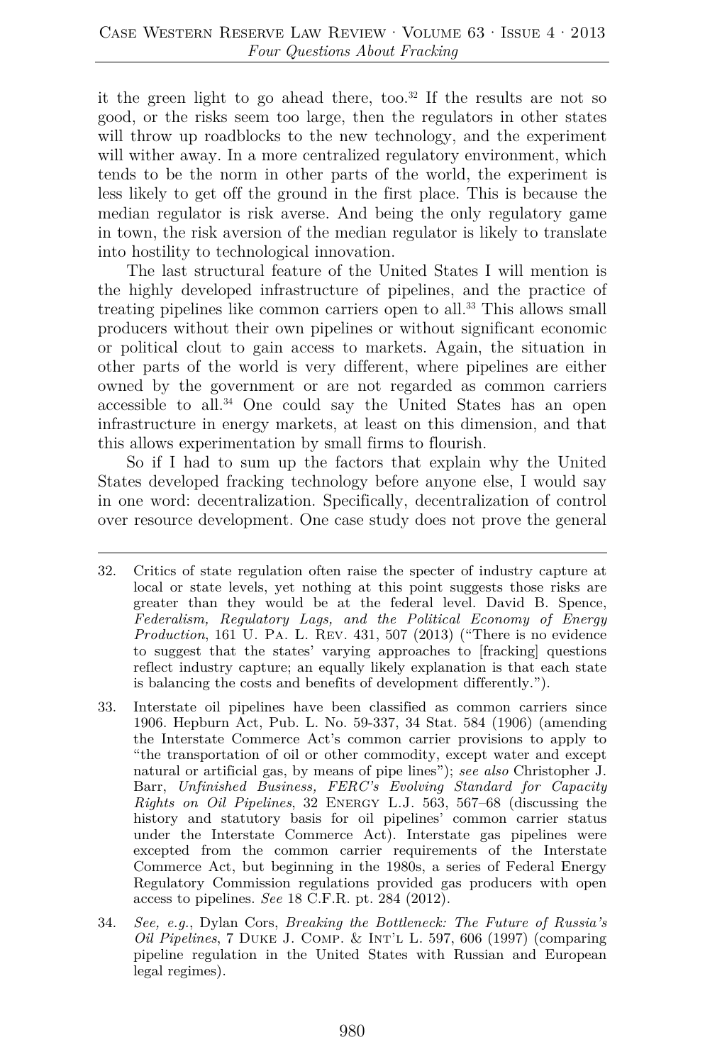it the green light to go ahead there, too.[32] If the results are not so good, or the risks seem too large, then the regulators in other states will throw up roadblocks to the new technology, and the experiment will wither away. In a more centralized regulatory environment, which tends to be the norm in other parts of the world, the experiment is less likely to get off the ground in the first place. This is because the median regulator is risk averse. And being the only regulatory game in town, the risk aversion of the median regulator is likely to translate into hostility to technological innovation.

The last structural feature of the United States I will mention is the highly developed infrastructure of pipelines, and the practice of treating pipelines like common carriers open to all.[33] This allows small producers without their own pipelines or without significant economic or political clout to gain access to markets. Again, the situation in other parts of the world is very different, where pipelines are either owned by the government or are not regarded as common carriers accessible to all.[34] One could say the United States has an open infrastructure in energy markets, at least on this dimension, and that this allows experimentation by small firms to flourish.

So if I had to sum up the factors that explain why the United States developed fracking technology before anyone else, I would say in one word: decentralization. Specifically, decentralization of control over resource development. One case study does not prove the general

---

32. Critics of state regulation often raise the specter of industry capture at local or state levels, yet nothing at this point suggests those risks are greater than they would be at the federal level. David B. Spence, *Federalism, Regulatory Lags, and the Political Economy of Energy Production*, 161 U. Pa. L. Rev. 431, 507 (2013) ("There is no evidence to suggest that the states' varying approaches to [fracking] questions reflect industry capture; an equally likely explanation is that each state is balancing the costs and benefits of development differently.").

33. Interstate oil pipelines have been classified as common carriers since 1906. Hepburn Act, Pub. L. No. 59-337, 34 Stat. 584 (1906) (amending the Interstate Commerce Act's common carrier provisions to apply to "the transportation of oil or other commodity, except water and except natural or artificial gas, by means of pipe lines"); *see also* Christopher J. Barr, *Unfinished Business, FERC's Evolving Standard for Capacity Rights on Oil Pipelines*, 32 Energy L.J. 563, 567–68 (discussing the history and statutory basis for oil pipelines' common carrier status under the Interstate Commerce Act). Interstate gas pipelines were excepted from the common carrier requirements of the Interstate Commerce Act, but beginning in the 1980s, a series of Federal Energy Regulatory Commission regulations provided gas producers with open access to pipelines. *See* 18 C.F.R. pt. 284 (2012).

34. *See, e.g.*, Dylan Cors, *Breaking the Bottleneck: The Future of Russia's Oil Pipelines*, 7 Duke J. Comp. & Int'l L. 597, 606 (1997) (comparing pipeline regulation in the United States with Russian and European legal regimes).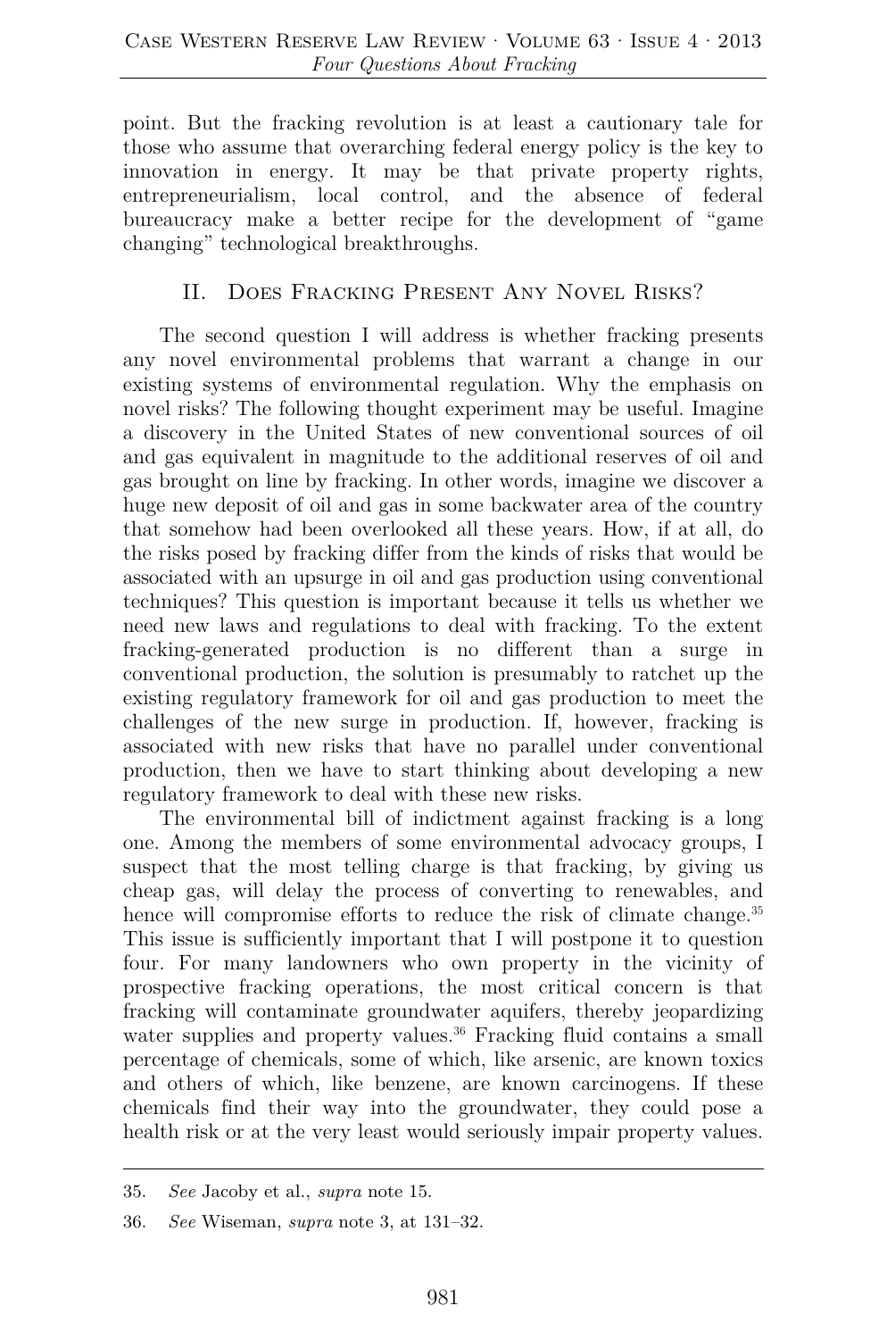point. But the fracking revolution is at least a cautionary tale for those who assume that overarching federal energy policy is the key to innovation in energy. It may be that private property rights, entrepreneurialism, local control, and the absence of federal bureaucracy make a better recipe for the development of "game changing" technological breakthroughs.

## II. Does Fracking Present Any Novel Risks?

The second question I will address is whether fracking presents any novel environmental problems that warrant a change in our existing systems of environmental regulation. Why the emphasis on novel risks? The following thought experiment may be useful. Imagine a discovery in the United States of new conventional sources of oil and gas equivalent in magnitude to the additional reserves of oil and gas brought on line by fracking. In other words, imagine we discover a huge new deposit of oil and gas in some backwater area of the country that somehow had been overlooked all these years. How, if at all, do the risks posed by fracking differ from the kinds of risks that would be associated with an upsurge in oil and gas production using conventional techniques? This question is important because it tells us whether we need new laws and regulations to deal with fracking. To the extent fracking-generated production is no different than a surge in conventional production, the solution is presumably to ratchet up the existing regulatory framework for oil and gas production to meet the challenges of the new surge in production. If, however, fracking is associated with new risks that have no parallel under conventional production, then we have to start thinking about developing a new regulatory framework to deal with these new risks.

The environmental bill of indictment against fracking is a long one. Among the members of some environmental advocacy groups, I suspect that the most telling charge is that fracking, by giving us cheap gas, will delay the process of converting to renewables, and hence will compromise efforts to reduce the risk of climate change.[35] This issue is sufficiently important that I will postpone it to question four. For many landowners who own property in the vicinity of prospective fracking operations, the most critical concern is that fracking will contaminate groundwater aquifers, thereby jeopardizing water supplies and property values.[36] Fracking fluid contains a small percentage of chemicals, some of which, like arsenic, are known toxics and others of which, like benzene, are known carcinogens. If these chemicals find their way into the groundwater, they could pose a health risk or at the very least would seriously impair property values.

---

35. *See* Jacoby et al., *supra* note 15.

36. *See* Wiseman, *supra* note 3, at 131–32.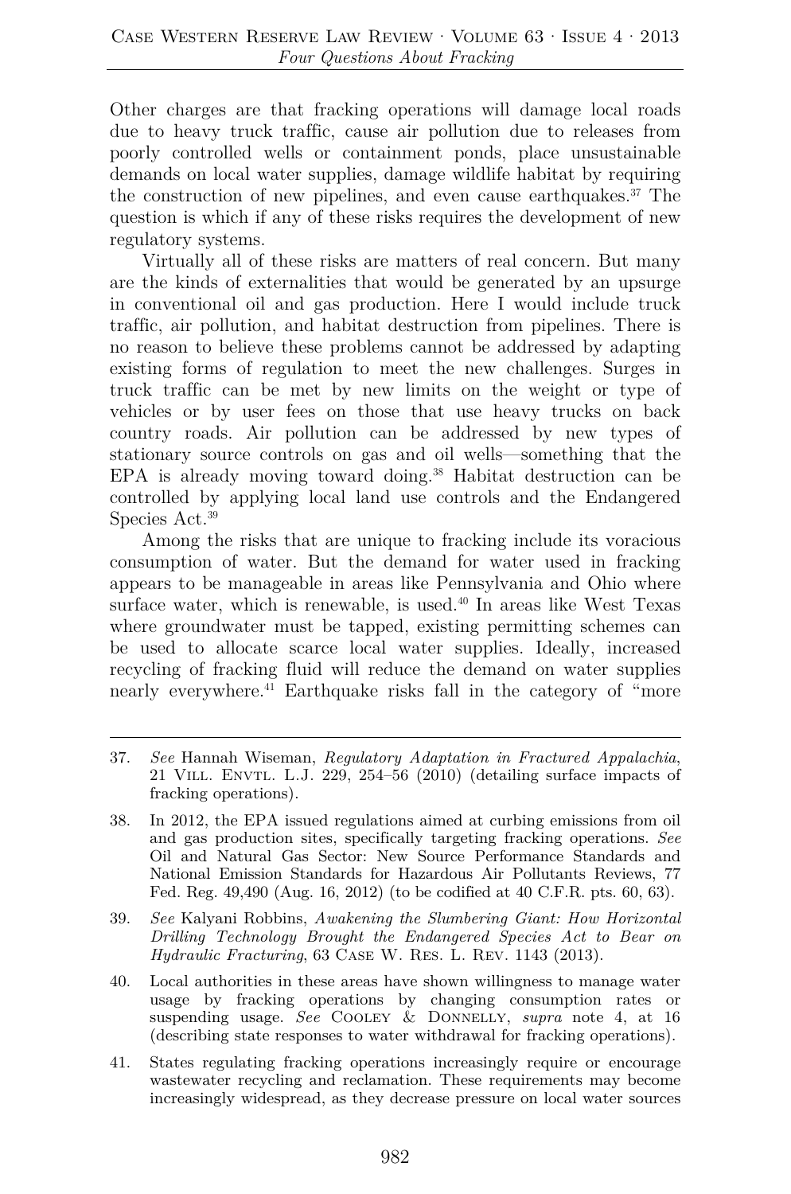Other charges are that fracking operations will damage local roads due to heavy truck traffic, cause air pollution due to releases from poorly controlled wells or containment ponds, place unsustainable demands on local water supplies, damage wildlife habitat by requiring the construction of new pipelines, and even cause earthquakes.[37] The question is which if any of these risks requires the development of new regulatory systems.

Virtually all of these risks are matters of real concern. But many are the kinds of externalities that would be generated by an upsurge in conventional oil and gas production. Here I would include truck traffic, air pollution, and habitat destruction from pipelines. There is no reason to believe these problems cannot be addressed by adapting existing forms of regulation to meet the new challenges. Surges in truck traffic can be met by new limits on the weight or type of vehicles or by user fees on those that use heavy trucks on back country roads. Air pollution can be addressed by new types of stationary source controls on gas and oil wells—something that the EPA is already moving toward doing.[38] Habitat destruction can be controlled by applying local land use controls and the Endangered Species Act.[39]

Among the risks that are unique to fracking include its voracious consumption of water. But the demand for water used in fracking appears to be manageable in areas like Pennsylvania and Ohio where surface water, which is renewable, is used.[40] In areas like West Texas where groundwater must be tapped, existing permitting schemes can be used to allocate scarce local water supplies. Ideally, increased recycling of fracking fluid will reduce the demand on water supplies nearly everywhere.[41] Earthquake risks fall in the category of "more

---

37. *See* Hannah Wiseman, *Regulatory Adaptation in Fractured Appalachia*, 21 VILL. ENVTL. L.J. 229, 254–56 (2010) (detailing surface impacts of fracking operations).

38. In 2012, the EPA issued regulations aimed at curbing emissions from oil and gas production sites, specifically targeting fracking operations. *See* Oil and Natural Gas Sector: New Source Performance Standards and National Emission Standards for Hazardous Air Pollutants Reviews, 77 Fed. Reg. 49,490 (Aug. 16, 2012) (to be codified at 40 C.F.R. pts. 60, 63).

39. *See* Kalyani Robbins, *Awakening the Slumbering Giant: How Horizontal Drilling Technology Brought the Endangered Species Act to Bear on Hydraulic Fracturing*, 63 CASE W. RES. L. REV. 1143 (2013).

40. Local authorities in these areas have shown willingness to manage water usage by fracking operations by changing consumption rates or suspending usage. *See* COOLEY & DONNELLY, *supra* note 4, at 16 (describing state responses to water withdrawal for fracking operations).

41. States regulating fracking operations increasingly require or encourage wastewater recycling and reclamation. These requirements may become increasingly widespread, as they decrease pressure on local water sources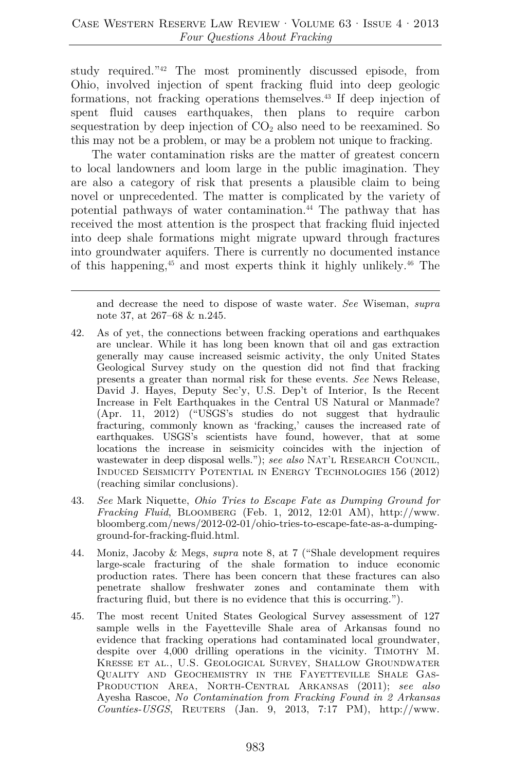study required."[42] The most prominently discussed episode, from Ohio, involved injection of spent fracking fluid into deep geologic formations, not fracking operations themselves.[43] If deep injection of spent fluid causes earthquakes, then plans to require carbon sequestration by deep injection of $CO_2$ also need to be reexamined. So this may not be a problem, or may be a problem not unique to fracking.

The water contamination risks are the matter of greatest concern to local landowners and loom large in the public imagination. They are also a category of risk that presents a plausible claim to being novel or unprecedented. The matter is complicated by the variety of potential pathways of water contamination.[44] The pathway that has received the most attention is the prospect that fracking fluid injected into deep shale formations might migrate upward through fractures into groundwater aquifers. There is currently no documented instance of this happening,[45] and most experts think it highly unlikely.[46] The

---

and decrease the need to dispose of waste water. *See* Wiseman, *supra* note 37, at 267–68 & n.245.

42. As of yet, the connections between fracking operations and earthquakes are unclear. While it has long been known that oil and gas extraction generally may cause increased seismic activity, the only United States Geological Survey study on the question did not find that fracking presents a greater than normal risk for these events. *See* News Release, David J. Hayes, Deputy Sec'y, U.S. Dep't of Interior, Is the Recent Increase in Felt Earthquakes in the Central US Natural or Manmade? (Apr. 11, 2012) ("USGS's studies do not suggest that hydraulic fracturing, commonly known as 'fracking,' causes the increased rate of earthquakes. USGS's scientists have found, however, that at some locations the increase in seismicity coincides with the injection of wastewater in deep disposal wells."); *see also* NAT'L RESEARCH COUNCIL, INDUCED SEISMICITY POTENTIAL IN ENERGY TECHNOLOGIES 156 (2012) (reaching similar conclusions).

43. *See* Mark Niquette, *Ohio Tries to Escape Fate as Dumping Ground for Fracking Fluid*, BLOOMBERG (Feb. 1, 2012, 12:01 AM), http://www.bloomberg.com/news/2012-02-01/ohio-tries-to-escape-fate-as-a-dumping-ground-for-fracking-fluid.html.

44. Moniz, Jacoby & Megs, *supra* note 8, at 7 ("Shale development requires large-scale fracturing of the shale formation to induce economic production rates. There has been concern that these fractures can also penetrate shallow freshwater zones and contaminate them with fracturing fluid, but there is no evidence that this is occurring.").

45. The most recent United States Geological Survey assessment of 127 sample wells in the Fayetteville Shale area of Arkansas found no evidence that fracking operations had contaminated local groundwater, despite over 4,000 drilling operations in the vicinity. TIMOTHY M. KRESSE ET AL., U.S. GEOLOGICAL SURVEY, SHALLOW GROUNDWATER QUALITY AND GEOCHEMISTRY IN THE FAYETTEVILLE SHALE GAS-PRODUCTION AREA, NORTH-CENTRAL ARKANSAS (2011); *see also* Ayesha Rascoe, *No Contamination from Fracking Found in 2 Arkansas Counties-USGS*, REUTERS (Jan. 9, 2013, 7:17 PM), http://www.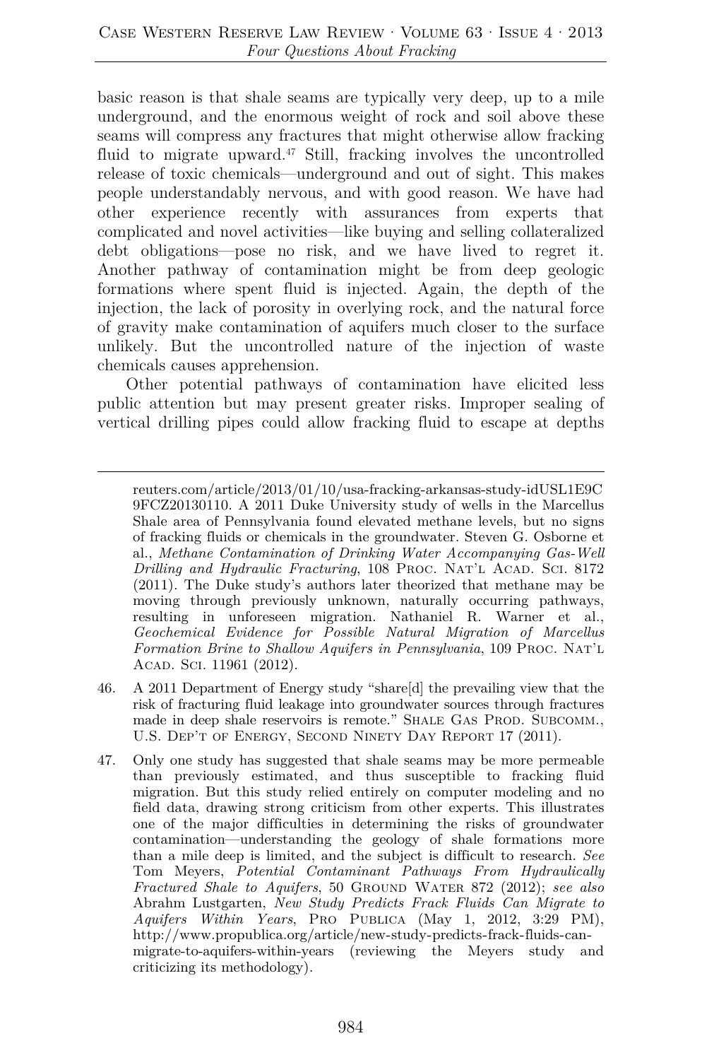basic reason is that shale seams are typically very deep, up to a mile underground, and the enormous weight of rock and soil above these seams will compress any fractures that might otherwise allow fracking fluid to migrate upward.[47] Still, fracking involves the uncontrolled release of toxic chemicals—underground and out of sight. This makes people understandably nervous, and with good reason. We have had other experience recently with assurances from experts that complicated and novel activities—like buying and selling collateralized debt obligations—pose no risk, and we have lived to regret it. Another pathway of contamination might be from deep geologic formations where spent fluid is injected. Again, the depth of the injection, the lack of porosity in overlying rock, and the natural force of gravity make contamination of aquifers much closer to the surface unlikely. But the uncontrolled nature of the injection of waste chemicals causes apprehension.

Other potential pathways of contamination have elicited less public attention but may present greater risks. Improper sealing of vertical drilling pipes could allow fracking fluid to escape at depths

---

reuters.com/article/2013/01/10/usa-fracking-arkansas-study-idUSL1E9C9FCZ20130110. A 2011 Duke University study of wells in the Marcellus Shale area of Pennsylvania found elevated methane levels, but no signs of fracking fluids or chemicals in the groundwater. Steven G. Osborne et al., *Methane Contamination of Drinking Water Accompanying Gas-Well Drilling and Hydraulic Fracturing*, 108 PROC. NAT'L ACAD. SCI. 8172 (2011). The Duke study's authors later theorized that methane may be moving through previously unknown, naturally occurring pathways, resulting in unforeseen migration. Nathaniel R. Warner et al., *Geochemical Evidence for Possible Natural Migration of Marcellus Formation Brine to Shallow Aquifers in Pennsylvania*, 109 PROC. NAT'L ACAD. SCI. 11961 (2012).

46. A 2011 Department of Energy study "share[d] the prevailing view that the risk of fracturing fluid leakage into groundwater sources through fractures made in deep shale reservoirs is remote." SHALE GAS PROD. SUBCOMM., U.S. DEP'T OF ENERGY, SECOND NINETY DAY REPORT 17 (2011).

47. Only one study has suggested that shale seams may be more permeable than previously estimated, and thus susceptible to fracking fluid migration. But this study relied entirely on computer modeling and no field data, drawing strong criticism from other experts. This illustrates one of the major difficulties in determining the risks of groundwater contamination—understanding the geology of shale formations more than a mile deep is limited, and the subject is difficult to research. *See* Tom Meyers, *Potential Contaminant Pathways From Hydraulically Fractured Shale to Aquifers*, 50 GROUND WATER 872 (2012); *see also* Abrahm Lustgarten, *New Study Predicts Frack Fluids Can Migrate to Aquifers Within Years*, PRO PUBLICA (May 1, 2012, 3:29 PM), http://www.propublica.org/article/new-study-predicts-frack-fluids-can-migrate-to-aquifers-within-years (reviewing the Meyers study and criticizing its methodology).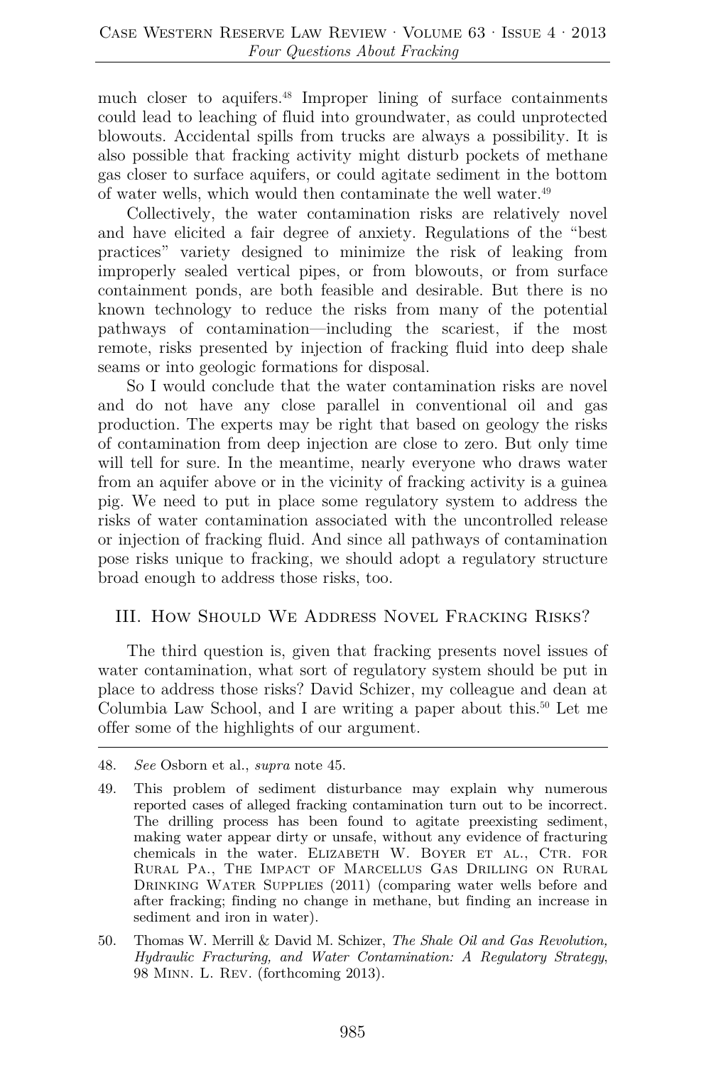much closer to aquifers.[48] Improper lining of surface containments could lead to leaching of fluid into groundwater, as could unprotected blowouts. Accidental spills from trucks are always a possibility. It is also possible that fracking activity might disturb pockets of methane gas closer to surface aquifers, or could agitate sediment in the bottom of water wells, which would then contaminate the well water.[49]

Collectively, the water contamination risks are relatively novel and have elicited a fair degree of anxiety. Regulations of the "best practices" variety designed to minimize the risk of leaking from improperly sealed vertical pipes, or from blowouts, or from surface containment ponds, are both feasible and desirable. But there is no known technology to reduce the risks from many of the potential pathways of contamination—including the scariest, if the most remote, risks presented by injection of fracking fluid into deep shale seams or into geologic formations for disposal.

So I would conclude that the water contamination risks are novel and do not have any close parallel in conventional oil and gas production. The experts may be right that based on geology the risks of contamination from deep injection are close to zero. But only time will tell for sure. In the meantime, nearly everyone who draws water from an aquifer above or in the vicinity of fracking activity is a guinea pig. We need to put in place some regulatory system to address the risks of water contamination associated with the uncontrolled release or injection of fracking fluid. And since all pathways of contamination pose risks unique to fracking, we should adopt a regulatory structure broad enough to address those risks, too.

## III. How Should We Address Novel Fracking Risks?

The third question is, given that fracking presents novel issues of water contamination, what sort of regulatory system should be put in place to address those risks? David Schizer, my colleague and dean at Columbia Law School, and I are writing a paper about this.[50] Let me offer some of the highlights of our argument.

---

48. *See* Osborn et al., *supra* note 45.

49. This problem of sediment disturbance may explain why numerous reported cases of alleged fracking contamination turn out to be incorrect. The drilling process has been found to agitate preexisting sediment, making water appear dirty or unsafe, without any evidence of fracturing chemicals in the water. Elizabeth W. Boyer et al., Ctr. for Rural Pa., The Impact of Marcellus Gas Drilling on Rural Drinking Water Supplies (2011) (comparing water wells before and after fracking; finding no change in methane, but finding an increase in sediment and iron in water).

50. Thomas W. Merrill & David M. Schizer, *The Shale Oil and Gas Revolution, Hydraulic Fracturing, and Water Contamination: A Regulatory Strategy*, 98 Minn. L. Rev. (forthcoming 2013).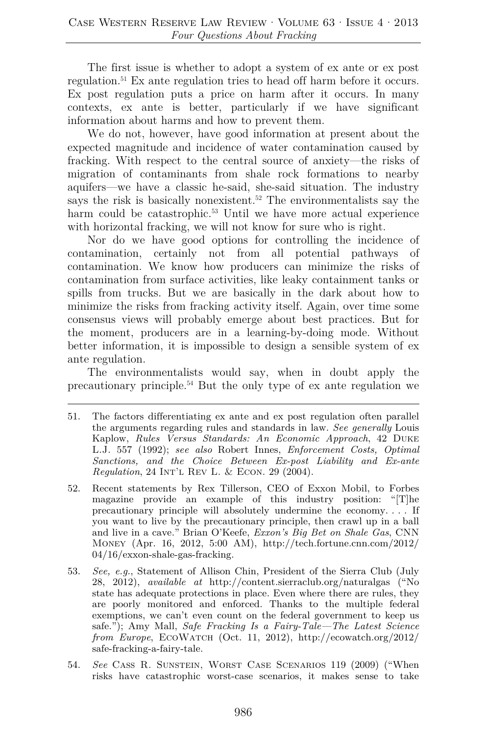The first issue is whether to adopt a system of ex ante or ex post regulation.[51] Ex ante regulation tries to head off harm before it occurs. Ex post regulation puts a price on harm after it occurs. In many contexts, ex ante is better, particularly if we have significant information about harms and how to prevent them.

We do not, however, have good information at present about the expected magnitude and incidence of water contamination caused by fracking. With respect to the central source of anxiety—the risks of migration of contaminants from shale rock formations to nearby aquifers—we have a classic he-said, she-said situation. The industry says the risk is basically nonexistent.[52] The environmentalists say the harm could be catastrophic.[53] Until we have more actual experience with horizontal fracking, we will not know for sure who is right.

Nor do we have good options for controlling the incidence of contamination, certainly not from all potential pathways of contamination. We know how producers can minimize the risks of contamination from surface activities, like leaky containment tanks or spills from trucks. But we are basically in the dark about how to minimize the risks from fracking activity itself. Again, over time some consensus views will probably emerge about best practices. But for the moment, producers are in a learning-by-doing mode. Without better information, it is impossible to design a sensible system of ex ante regulation.

The environmentalists would say, when in doubt apply the precautionary principle.[54] But the only type of ex ante regulation we

---

51. The factors differentiating ex ante and ex post regulation often parallel the arguments regarding rules and standards in law. *See generally* Louis Kaplow, *Rules Versus Standards: An Economic Approach*, 42 Duke L.J. 557 (1992); *see also* Robert Innes, *Enforcement Costs, Optimal Sanctions, and the Choice Between Ex-post Liability and Ex-ante Regulation*, 24 Int'l Rev L. & Econ. 29 (2004).

52. Recent statements by Rex Tillerson, CEO of Exxon Mobil, to Forbes magazine provide an example of this industry position: "[T]he precautionary principle will absolutely undermine the economy. . . . If you want to live by the precautionary principle, then crawl up in a ball and live in a cave." Brian O'Keefe, *Exxon's Big Bet on Shale Gas*, CNN Money (Apr. 16, 2012, 5:00 AM), http://tech.fortune.cnn.com/2012/04/16/exxon-shale-gas-fracking.

53. *See, e.g.*, Statement of Allison Chin, President of the Sierra Club (July 28, 2012), *available at* http://content.sierraclub.org/naturalgas ("No state has adequate protections in place. Even where there are rules, they are poorly monitored and enforced. Thanks to the multiple federal exemptions, we can't even count on the federal government to keep us safe."); Amy Mall, *Safe Fracking Is a Fairy-Tale—The Latest Science from Europe*, EcoWatch (Oct. 11, 2012), http://ecowatch.org/2012/safe-fracking-a-fairy-tale.

54. *See* Cass R. Sunstein, Worst Case Scenarios 119 (2009) ("When risks have catastrophic worst-case scenarios, it makes sense to take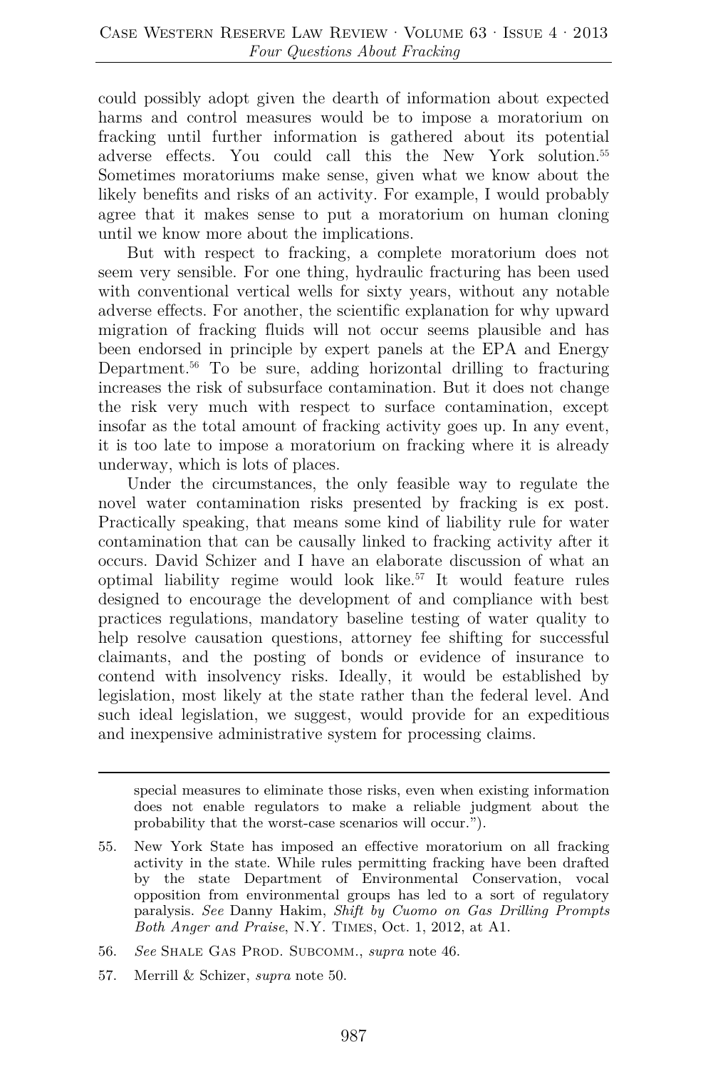could possibly adopt given the dearth of information about expected harms and control measures would be to impose a moratorium on fracking until further information is gathered about its potential adverse effects. You could call this the New York solution.[55] Sometimes moratoriums make sense, given what we know about the likely benefits and risks of an activity. For example, I would probably agree that it makes sense to put a moratorium on human cloning until we know more about the implications.

But with respect to fracking, a complete moratorium does not seem very sensible. For one thing, hydraulic fracturing has been used with conventional vertical wells for sixty years, without any notable adverse effects. For another, the scientific explanation for why upward migration of fracking fluids will not occur seems plausible and has been endorsed in principle by expert panels at the EPA and Energy Department.[56] To be sure, adding horizontal drilling to fracturing increases the risk of subsurface contamination. But it does not change the risk very much with respect to surface contamination, except insofar as the total amount of fracking activity goes up. In any event, it is too late to impose a moratorium on fracking where it is already underway, which is lots of places.

Under the circumstances, the only feasible way to regulate the novel water contamination risks presented by fracking is ex post. Practically speaking, that means some kind of liability rule for water contamination that can be causally linked to fracking activity after it occurs. David Schizer and I have an elaborate discussion of what an optimal liability regime would look like.[57] It would feature rules designed to encourage the development of and compliance with best practices regulations, mandatory baseline testing of water quality to help resolve causation questions, attorney fee shifting for successful claimants, and the posting of bonds or evidence of insurance to contend with insolvency risks. Ideally, it would be established by legislation, most likely at the state rather than the federal level. And such ideal legislation, we suggest, would provide for an expeditious and inexpensive administrative system for processing claims.

---

special measures to eliminate those risks, even when existing information does not enable regulators to make a reliable judgment about the probability that the worst-case scenarios will occur.").

55. New York State has imposed an effective moratorium on all fracking activity in the state. While rules permitting fracking have been drafted by the state Department of Environmental Conservation, vocal opposition from environmental groups has led to a sort of regulatory paralysis. *See* Danny Hakim, *Shift by Cuomo on Gas Drilling Prompts Both Anger and Praise*, N.Y. TIMES, Oct. 1, 2012, at A1.

56. *See* SHALE GAS PROD. SUBCOMM., *supra* note 46.

57. Merrill & Schizer, *supra* note 50.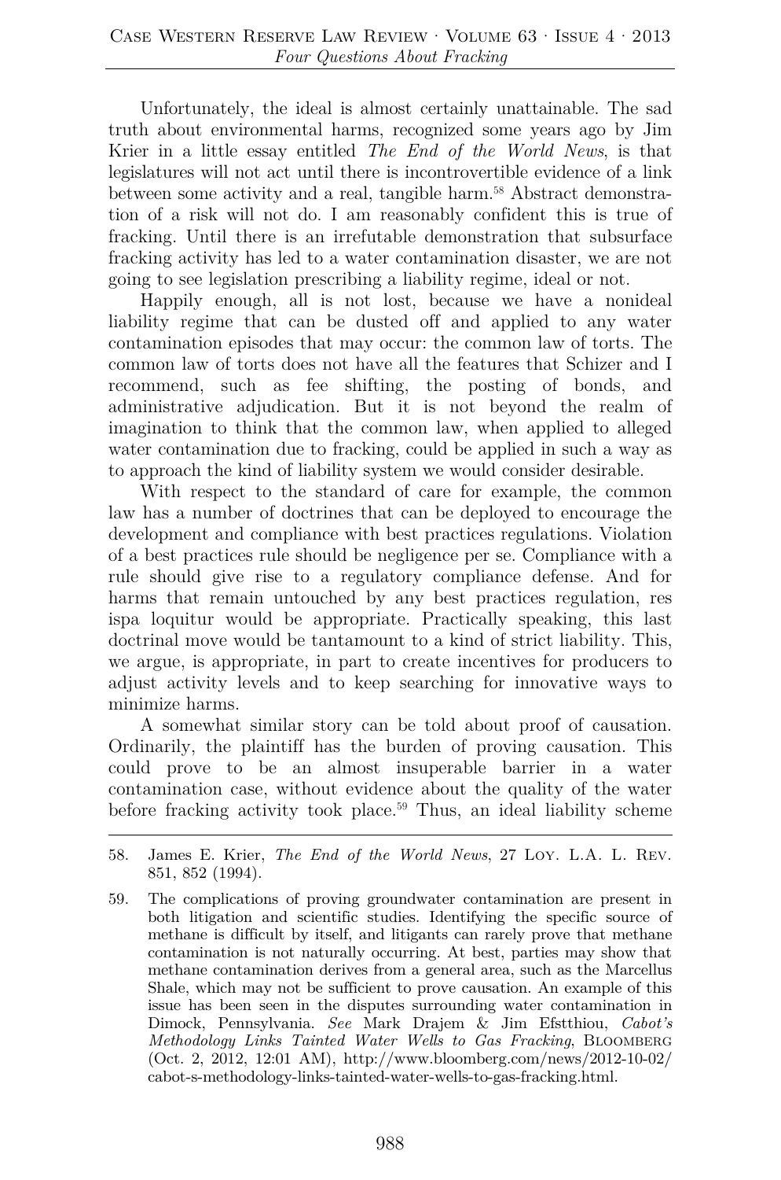Unfortunately, the ideal is almost certainly unattainable. The sad truth about environmental harms, recognized some years ago by Jim Krier in a little essay entitled *The End of the World News*, is that legislatures will not act until there is incontrovertible evidence of a link between some activity and a real, tangible harm.[58] Abstract demonstration of a risk will not do. I am reasonably confident this is true of fracking. Until there is an irrefutable demonstration that subsurface fracking activity has led to a water contamination disaster, we are not going to see legislation prescribing a liability regime, ideal or not.

Happily enough, all is not lost, because we have a nonideal liability regime that can be dusted off and applied to any water contamination episodes that may occur: the common law of torts. The common law of torts does not have all the features that Schizer and I recommend, such as fee shifting, the posting of bonds, and administrative adjudication. But it is not beyond the realm of imagination to think that the common law, when applied to alleged water contamination due to fracking, could be applied in such a way as to approach the kind of liability system we would consider desirable.

With respect to the standard of care for example, the common law has a number of doctrines that can be deployed to encourage the development and compliance with best practices regulations. Violation of a best practices rule should be negligence per se. Compliance with a rule should give rise to a regulatory compliance defense. And for harms that remain untouched by any best practices regulation, res ispa loquitur would be appropriate. Practically speaking, this last doctrinal move would be tantamount to a kind of strict liability. This, we argue, is appropriate, in part to create incentives for producers to adjust activity levels and to keep searching for innovative ways to minimize harms.

A somewhat similar story can be told about proof of causation. Ordinarily, the plaintiff has the burden of proving causation. This could prove to be an almost insuperable barrier in a water contamination case, without evidence about the quality of the water before fracking activity took place.[59] Thus, an ideal liability scheme

---

58. James E. Krier, *The End of the World News*, 27 LOY. L.A. L. REV. 851, 852 (1994).

59. The complications of proving groundwater contamination are present in both litigation and scientific studies. Identifying the specific source of methane is difficult by itself, and litigants can rarely prove that methane contamination is not naturally occurring. At best, parties may show that methane contamination derives from a general area, such as the Marcellus Shale, which may not be sufficient to prove causation. An example of this issue has been seen in the disputes surrounding water contamination in Dimock, Pennsylvania. *See* Mark Drajem & Jim Efstthiou, *Cabot's Methodology Links Tainted Water Wells to Gas Fracking*, BLOOMBERG (Oct. 2, 2012, 12:01 AM), http://www.bloomberg.com/news/2012-10-02/cabot-s-methodology-links-tainted-water-wells-to-gas-fracking.html.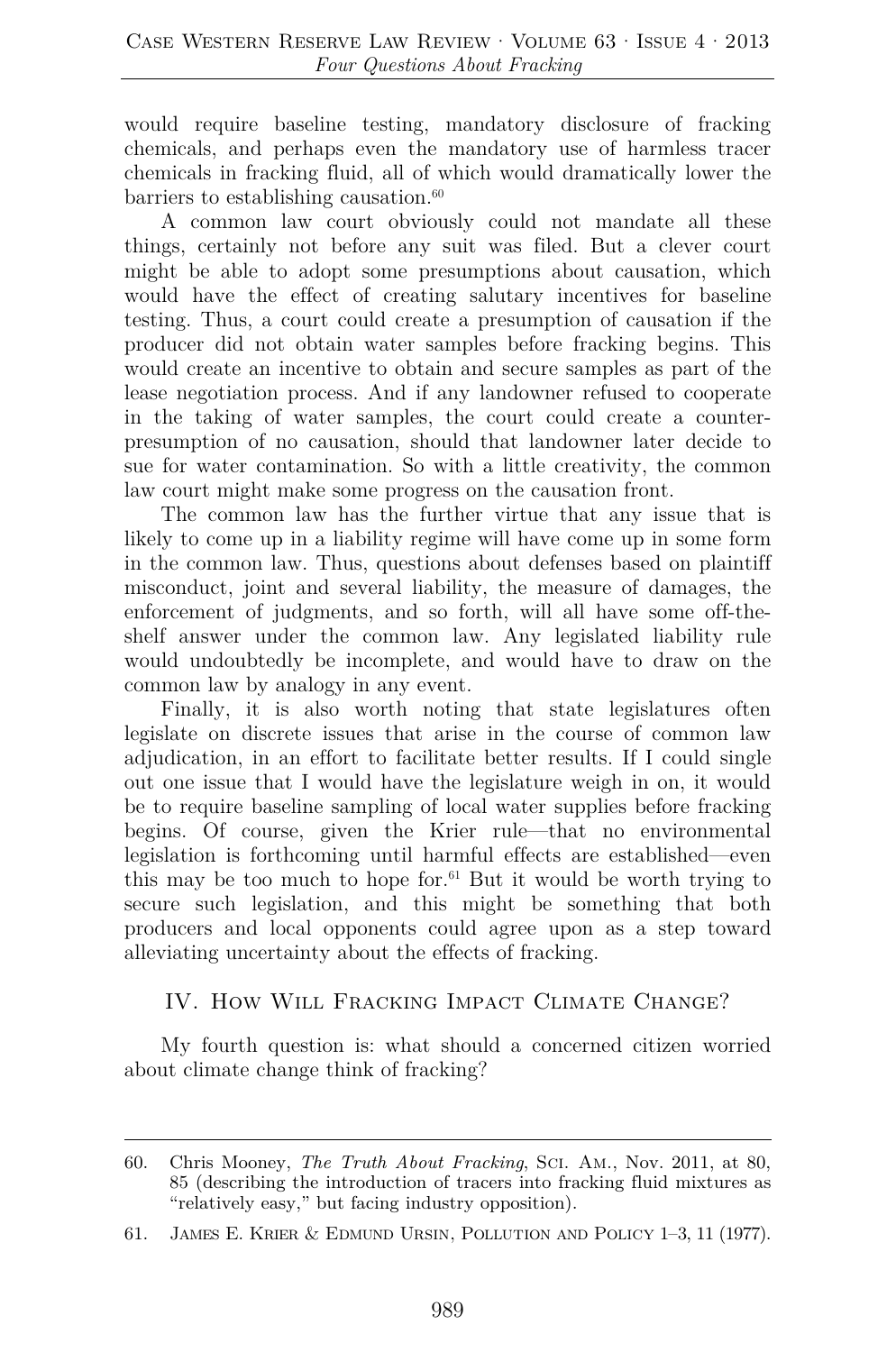would require baseline testing, mandatory disclosure of fracking chemicals, and perhaps even the mandatory use of harmless tracer chemicals in fracking fluid, all of which would dramatically lower the barriers to establishing causation.[60]

A common law court obviously could not mandate all these things, certainly not before any suit was filed. But a clever court might be able to adopt some presumptions about causation, which would have the effect of creating salutary incentives for baseline testing. Thus, a court could create a presumption of causation if the producer did not obtain water samples before fracking begins. This would create an incentive to obtain and secure samples as part of the lease negotiation process. And if any landowner refused to cooperate in the taking of water samples, the court could create a counter-presumption of no causation, should that landowner later decide to sue for water contamination. So with a little creativity, the common law court might make some progress on the causation front.

The common law has the further virtue that any issue that is likely to come up in a liability regime will have come up in some form in the common law. Thus, questions about defenses based on plaintiff misconduct, joint and several liability, the measure of damages, the enforcement of judgments, and so forth, will all have some off-the-shelf answer under the common law. Any legislated liability rule would undoubtedly be incomplete, and would have to draw on the common law by analogy in any event.

Finally, it is also worth noting that state legislatures often legislate on discrete issues that arise in the course of common law adjudication, in an effort to facilitate better results. If I could single out one issue that I would have the legislature weigh in on, it would be to require baseline sampling of local water supplies before fracking begins. Of course, given the Krier rule—that no environmental legislation is forthcoming until harmful effects are established—even this may be too much to hope for.[61] But it would be worth trying to secure such legislation, and this might be something that both producers and local opponents could agree upon as a step toward alleviating uncertainty about the effects of fracking.

## IV. How Will Fracking Impact Climate Change?

My fourth question is: what should a concerned citizen worried about climate change think of fracking?

---

60. Chris Mooney, *The Truth About Fracking*, Sci. Am., Nov. 2011, at 80, 85 (describing the introduction of tracers into fracking fluid mixtures as "relatively easy," but facing industry opposition).

61. James E. Krier & Edmund Ursin, Pollution and Policy 1–3, 11 (1977).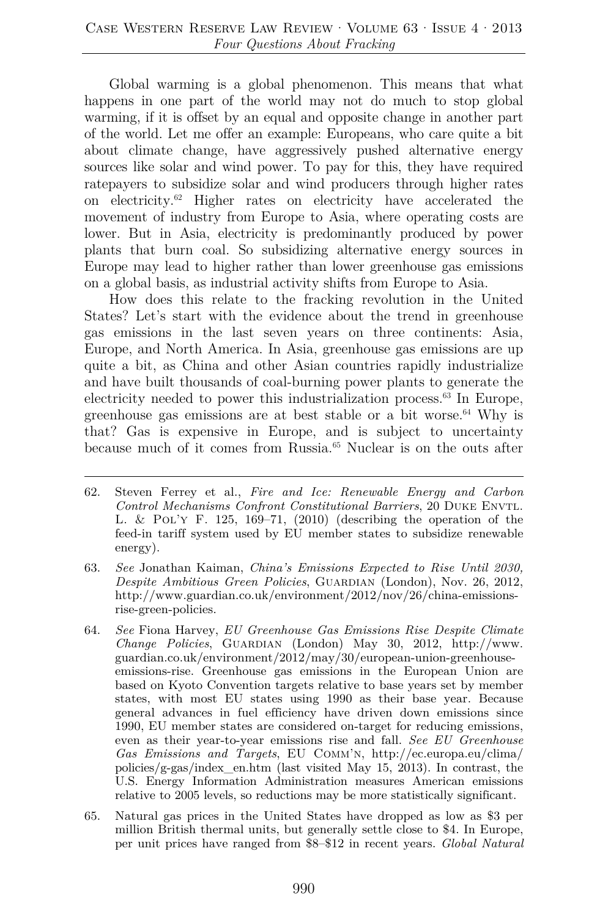Global warming is a global phenomenon. This means that what happens in one part of the world may not do much to stop global warming, if it is offset by an equal and opposite change in another part of the world. Let me offer an example: Europeans, who care quite a bit about climate change, have aggressively pushed alternative energy sources like solar and wind power. To pay for this, they have required ratepayers to subsidize solar and wind producers through higher rates on electricity.[62] Higher rates on electricity have accelerated the movement of industry from Europe to Asia, where operating costs are lower. But in Asia, electricity is predominantly produced by power plants that burn coal. So subsidizing alternative energy sources in Europe may lead to higher rather than lower greenhouse gas emissions on a global basis, as industrial activity shifts from Europe to Asia.

How does this relate to the fracking revolution in the United States? Let's start with the evidence about the trend in greenhouse gas emissions in the last seven years on three continents: Asia, Europe, and North America. In Asia, greenhouse gas emissions are up quite a bit, as China and other Asian countries rapidly industrialize and have built thousands of coal-burning power plants to generate the electricity needed to power this industrialization process.[63] In Europe, greenhouse gas emissions are at best stable or a bit worse.[64] Why is that? Gas is expensive in Europe, and is subject to uncertainty because much of it comes from Russia.[65] Nuclear is on the outs after

---

62. Steven Ferrey et al., *Fire and Ice: Renewable Energy and Carbon Control Mechanisms Confront Constitutional Barriers*, 20 DUKE ENVTL. L. & POL'Y F. 125, 169–71, (2010) (describing the operation of the feed-in tariff system used by EU member states to subsidize renewable energy).

63. *See* Jonathan Kaiman, *China's Emissions Expected to Rise Until 2030, Despite Ambitious Green Policies*, GUARDIAN (London), Nov. 26, 2012, http://www.guardian.co.uk/environment/2012/nov/26/china-emissions-rise-green-policies.

64. *See* Fiona Harvey, *EU Greenhouse Gas Emissions Rise Despite Climate Change Policies*, GUARDIAN (London) May 30, 2012, http://www.guardian.co.uk/environment/2012/may/30/european-union-greenhouse-emissions-rise. Greenhouse gas emissions in the European Union are based on Kyoto Convention targets relative to base years set by member states, with most EU states using 1990 as their base year. Because general advances in fuel efficiency have driven down emissions since 1990, EU member states are considered on-target for reducing emissions, even as their year-to-year emissions rise and fall. *See EU Greenhouse Gas Emissions and Targets*, EU COMM'N, http://ec.europa.eu/clima/policies/g-gas/index_en.htm (last visited May 15, 2013). In contrast, the U.S. Energy Information Administration measures American emissions relative to 2005 levels, so reductions may be more statistically significant.

65. Natural gas prices in the United States have dropped as low as $3 per million British thermal units, but generally settle close to $4. In Europe, per unit prices have ranged from $8–$12 in recent years. *Global Natural*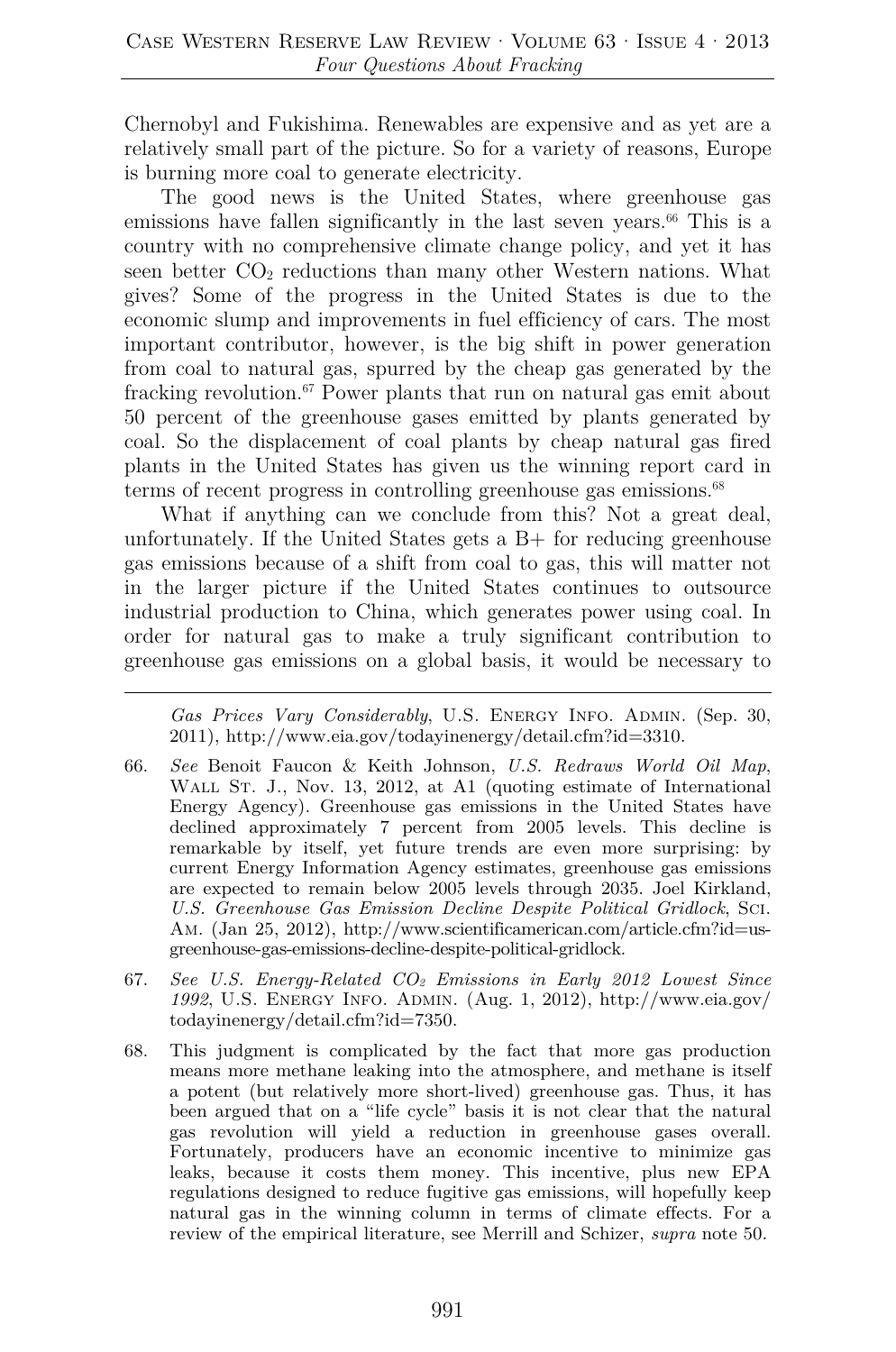Chernobyl and Fukishima. Renewables are expensive and as yet are a relatively small part of the picture. So for a variety of reasons, Europe is burning more coal to generate electricity.

The good news is the United States, where greenhouse gas emissions have fallen significantly in the last seven years.[66] This is a country with no comprehensive climate change policy, and yet it has seen better $CO_2$ reductions than many other Western nations. What gives? Some of the progress in the United States is due to the economic slump and improvements in fuel efficiency of cars. The most important contributor, however, is the big shift in power generation from coal to natural gas, spurred by the cheap gas generated by the fracking revolution.[67] Power plants that run on natural gas emit about 50 percent of the greenhouse gases emitted by plants generated by coal. So the displacement of coal plants by cheap natural gas fired plants in the United States has given us the winning report card in terms of recent progress in controlling greenhouse gas emissions.[68]

What if anything can we conclude from this? Not a great deal, unfortunately. If the United States gets a B+ for reducing greenhouse gas emissions because of a shift from coal to gas, this will matter not in the larger picture if the United States continues to outsource industrial production to China, which generates power using coal. In order for natural gas to make a truly significant contribution to greenhouse gas emissions on a global basis, it would be necessary to

---

*Gas Prices Vary Considerably*, U.S. ENERGY INFO. ADMIN. (Sep. 30, 2011), http://www.eia.gov/todayinenergy/detail.cfm?id=3310.

66. *See* Benoit Faucon & Keith Johnson, *U.S. Redraws World Oil Map*, WALL ST. J., Nov. 13, 2012, at A1 (quoting estimate of International Energy Agency). Greenhouse gas emissions in the United States have declined approximately 7 percent from 2005 levels. This decline is remarkable by itself, yet future trends are even more surprising: by current Energy Information Agency estimates, greenhouse gas emissions are expected to remain below 2005 levels through 2035. Joel Kirkland, *U.S. Greenhouse Gas Emission Decline Despite Political Gridlock*, SCI. AM. (Jan 25, 2012), http://www.scientificamerican.com/article.cfm?id=us-greenhouse-gas-emissions-decline-despite-political-gridlock.

67. *See U.S. Energy-Related $CO_2$ Emissions in Early 2012 Lowest Since 1992*, U.S. ENERGY INFO. ADMIN. (Aug. 1, 2012), http://www.eia.gov/todayinenergy/detail.cfm?id=7350.

68. This judgment is complicated by the fact that more gas production means more methane leaking into the atmosphere, and methane is itself a potent (but relatively more short-lived) greenhouse gas. Thus, it has been argued that on a "life cycle" basis it is not clear that the natural gas revolution will yield a reduction in greenhouse gases overall. Fortunately, producers have an economic incentive to minimize gas leaks, because it costs them money. This incentive, plus new EPA regulations designed to reduce fugitive gas emissions, will hopefully keep natural gas in the winning column in terms of climate effects. For a review of the empirical literature, see Merrill and Schizer, *supra* note 50.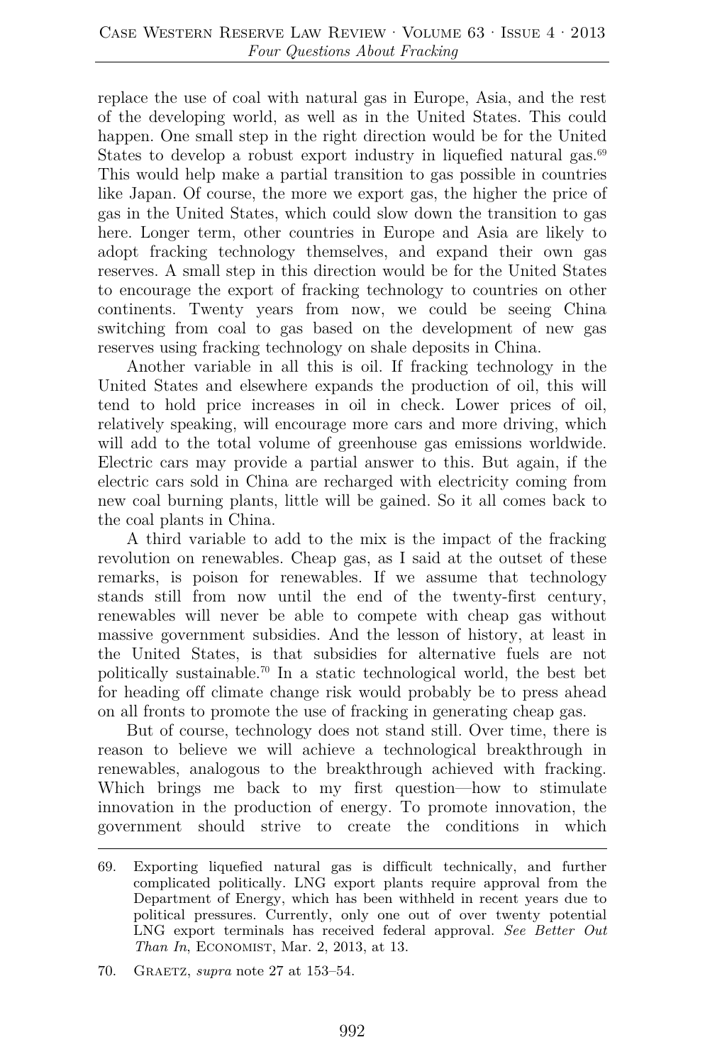replace the use of coal with natural gas in Europe, Asia, and the rest of the developing world, as well as in the United States. This could happen. One small step in the right direction would be for the United States to develop a robust export industry in liquefied natural gas.[69] This would help make a partial transition to gas possible in countries like Japan. Of course, the more we export gas, the higher the price of gas in the United States, which could slow down the transition to gas here. Longer term, other countries in Europe and Asia are likely to adopt fracking technology themselves, and expand their own gas reserves. A small step in this direction would be for the United States to encourage the export of fracking technology to countries on other continents. Twenty years from now, we could be seeing China switching from coal to gas based on the development of new gas reserves using fracking technology on shale deposits in China.

Another variable in all this is oil. If fracking technology in the United States and elsewhere expands the production of oil, this will tend to hold price increases in oil in check. Lower prices of oil, relatively speaking, will encourage more cars and more driving, which will add to the total volume of greenhouse gas emissions worldwide. Electric cars may provide a partial answer to this. But again, if the electric cars sold in China are recharged with electricity coming from new coal burning plants, little will be gained. So it all comes back to the coal plants in China.

A third variable to add to the mix is the impact of the fracking revolution on renewables. Cheap gas, as I said at the outset of these remarks, is poison for renewables. If we assume that technology stands still from now until the end of the twenty-first century, renewables will never be able to compete with cheap gas without massive government subsidies. And the lesson of history, at least in the United States, is that subsidies for alternative fuels are not politically sustainable.[70] In a static technological world, the best bet for heading off climate change risk would probably be to press ahead on all fronts to promote the use of fracking in generating cheap gas.

But of course, technology does not stand still. Over time, there is reason to believe we will achieve a technological breakthrough in renewables, analogous to the breakthrough achieved with fracking. Which brings me back to my first question—how to stimulate innovation in the production of energy. To promote innovation, the government should strive to create the conditions in which

69. Exporting liquefied natural gas is difficult technically, and further complicated politically. LNG export plants require approval from the Department of Energy, which has been withheld in recent years due to political pressures. Currently, only one out of over twenty potential LNG export terminals has received federal approval. *See Better Out Than In*, ECONOMIST, Mar. 2, 2013, at 13.

70. GRAETZ, *supra* note 27 at 153–54.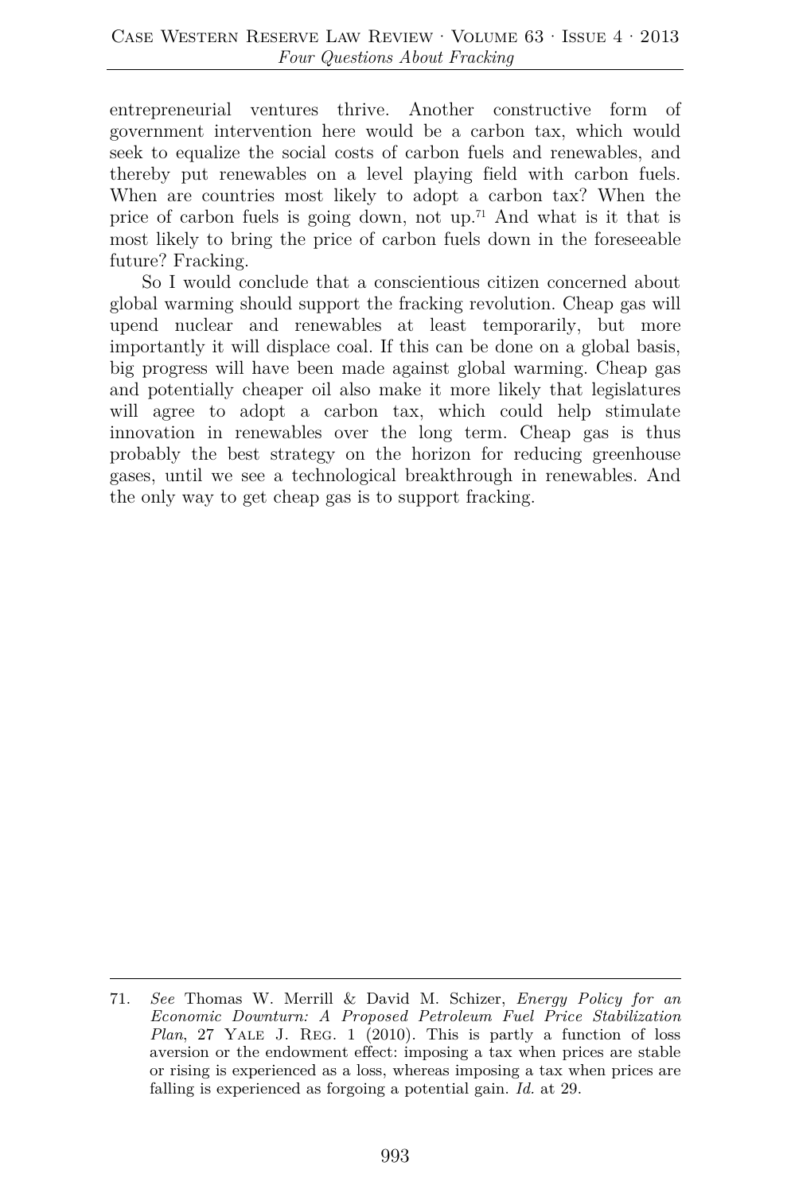entrepreneurial ventures thrive. Another constructive form of government intervention here would be a carbon tax, which would seek to equalize the social costs of carbon fuels and renewables, and thereby put renewables on a level playing field with carbon fuels. When are countries most likely to adopt a carbon tax? When the price of carbon fuels is going down, not up.[71] And what is it that is most likely to bring the price of carbon fuels down in the foreseeable future? Fracking.

So I would conclude that a conscientious citizen concerned about global warming should support the fracking revolution. Cheap gas will upend nuclear and renewables at least temporarily, but more importantly it will displace coal. If this can be done on a global basis, big progress will have been made against global warming. Cheap gas and potentially cheaper oil also make it more likely that legislatures will agree to adopt a carbon tax, which could help stimulate innovation in renewables over the long term. Cheap gas is thus probably the best strategy on the horizon for reducing greenhouse gases, until we see a technological breakthrough in renewables. And the only way to get cheap gas is to support fracking.

---

71. *See* Thomas W. Merrill & David M. Schizer, *Energy Policy for an Economic Downturn: A Proposed Petroleum Fuel Price Stabilization Plan*, 27 Yale J. Reg. 1 (2010). This is partly a function of loss aversion or the endowment effect: imposing a tax when prices are stable or rising is experienced as a loss, whereas imposing a tax when prices are falling is experienced as forgoing a potential gain. *Id.* at 29.